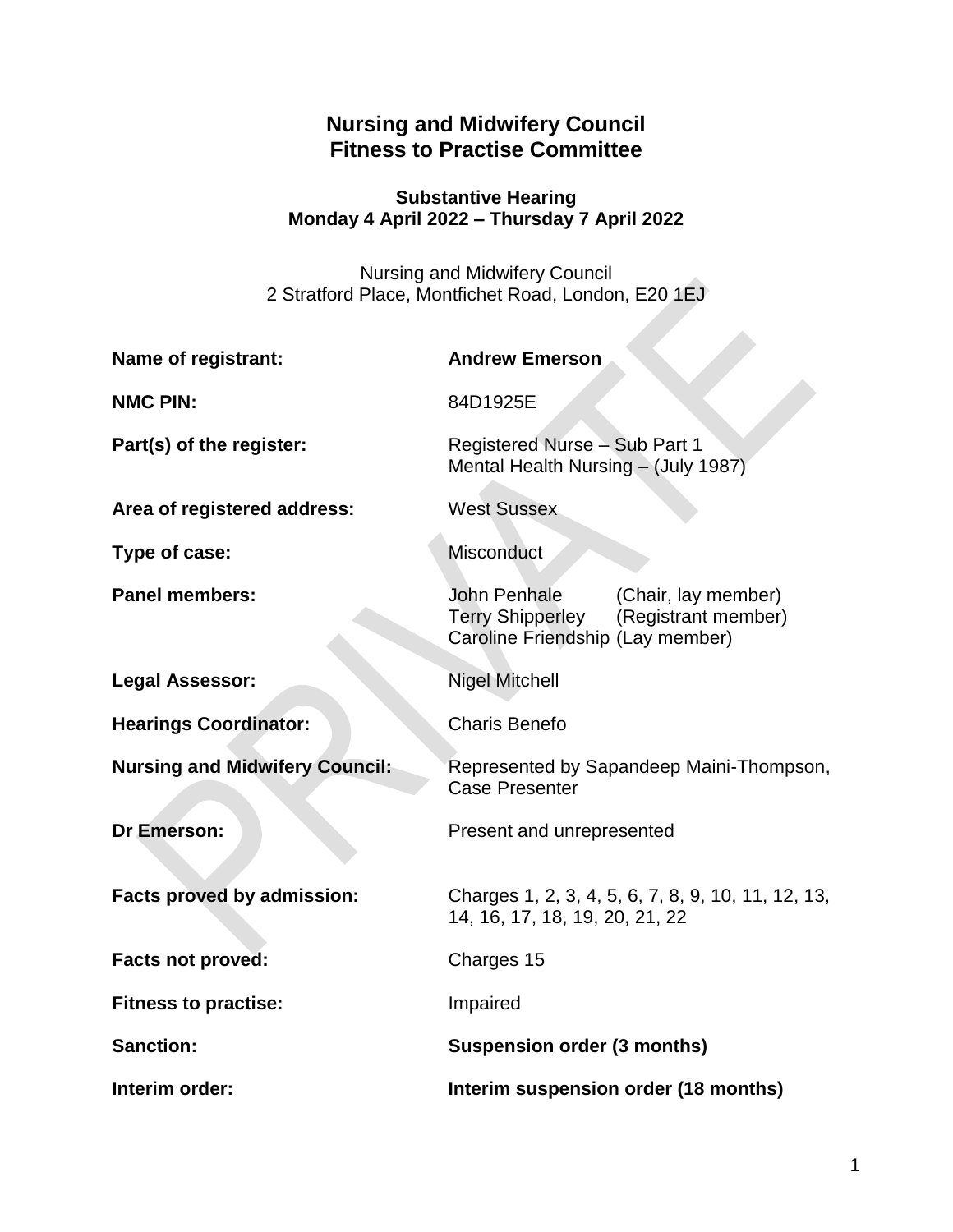# Nursing and Midwifery Council
# Fitness to Practise Committee

**Substantive Hearing**
**Monday 4 April 2022 – Thursday 7 April 2022**

Nursing and Midwifery Council
2 Stratford Place, Montfichet Road, London, E20 1EJ

| | |
|---|---|
| **Name of registrant:** | **Andrew Emerson** |
| **NMC PIN:** | 84D1925E |
| **Part(s) of the register:** | Registered Nurse – Sub Part 1<br>Mental Health Nursing – (July 1987) |
| **Area of registered address:** | West Sussex |
| **Type of case:** | Misconduct |
| **Panel members:** | John Penhale (Chair, lay member)<br>Terry Shipperley (Registrant member)<br>Caroline Friendship (Lay member) |
| **Legal Assessor:** | Nigel Mitchell |
| **Hearings Coordinator:** | Charis Benefo |
| **Nursing and Midwifery Council:** | Represented by Sapandeep Maini-Thompson, Case Presenter |
| **Dr Emerson:** | Present and unrepresented |
| **Facts proved by admission:** | Charges 1, 2, 3, 4, 5, 6, 7, 8, 9, 10, 11, 12, 13, 14, 16, 17, 18, 19, 20, 21, 22 |
| **Facts not proved:** | Charges 15 |
| **Fitness to practise:** | Impaired |
| **Sanction:** | **Suspension order (3 months)** |
| **Interim order:** | **Interim suspension order (18 months)** |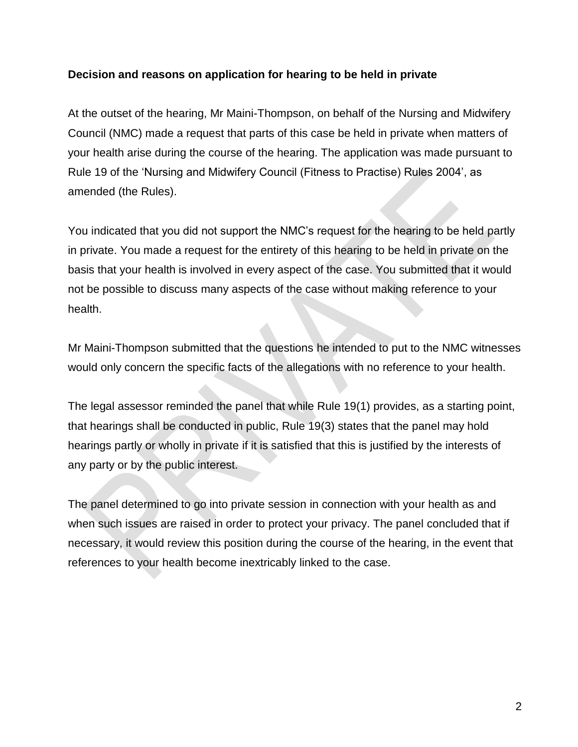**Decision and reasons on application for hearing to be held in private**

At the outset of the hearing, Mr Maini-Thompson, on behalf of the Nursing and Midwifery Council (NMC) made a request that parts of this case be held in private when matters of your health arise during the course of the hearing. The application was made pursuant to Rule 19 of the 'Nursing and Midwifery Council (Fitness to Practise) Rules 2004', as amended (the Rules).

You indicated that you did not support the NMC's request for the hearing to be held partly in private. You made a request for the entirety of this hearing to be held in private on the basis that your health is involved in every aspect of the case. You submitted that it would not be possible to discuss many aspects of the case without making reference to your health.

Mr Maini-Thompson submitted that the questions he intended to put to the NMC witnesses would only concern the specific facts of the allegations with no reference to your health.

The legal assessor reminded the panel that while Rule 19(1) provides, as a starting point, that hearings shall be conducted in public, Rule 19(3) states that the panel may hold hearings partly or wholly in private if it is satisfied that this is justified by the interests of any party or by the public interest.

The panel determined to go into private session in connection with your health as and when such issues are raised in order to protect your privacy. The panel concluded that if necessary, it would review this position during the course of the hearing, in the event that references to your health become inextricably linked to the case.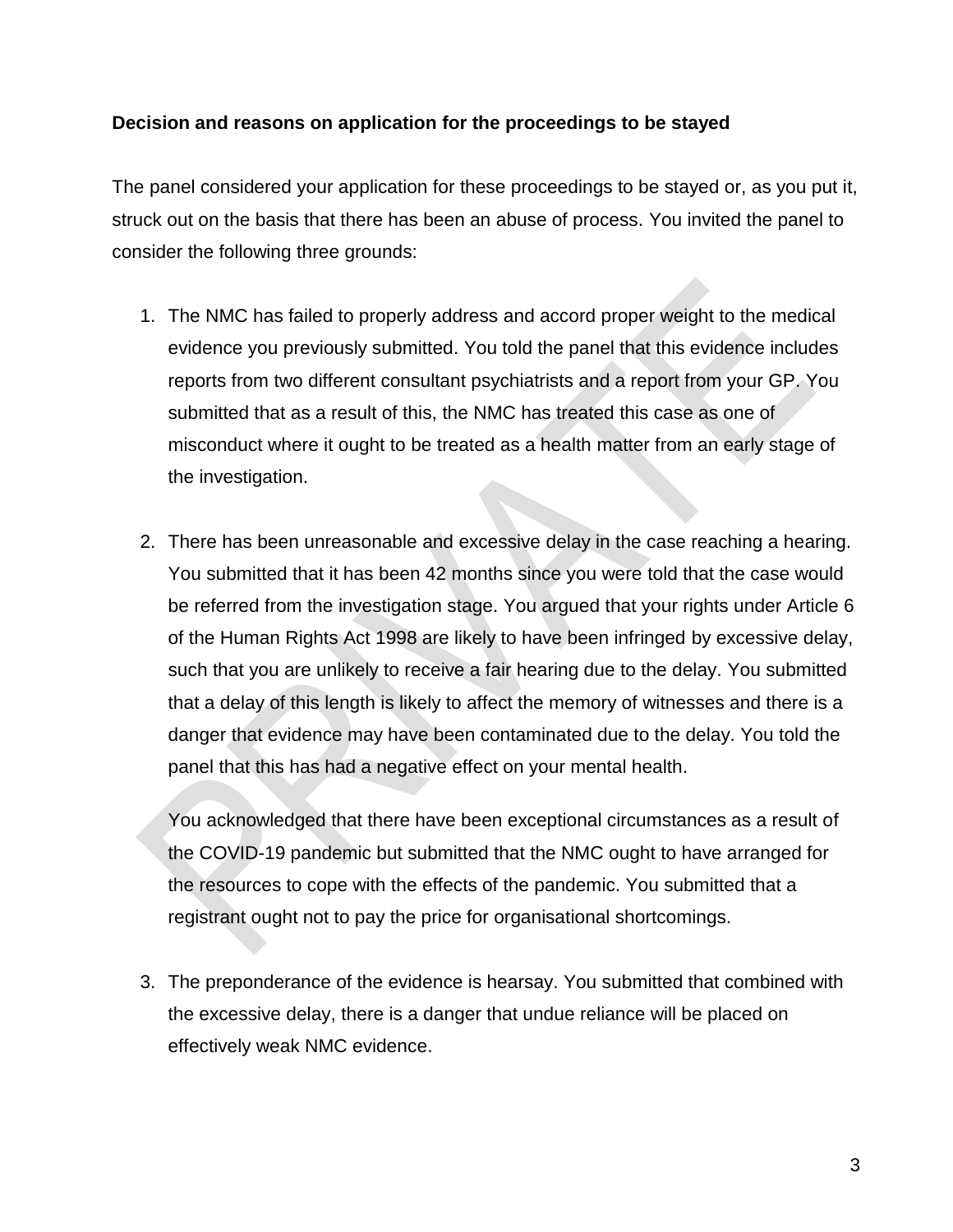**Decision and reasons on application for the proceedings to be stayed**

The panel considered your application for these proceedings to be stayed or, as you put it, struck out on the basis that there has been an abuse of process. You invited the panel to consider the following three grounds:

1. The NMC has failed to properly address and accord proper weight to the medical evidence you previously submitted. You told the panel that this evidence includes reports from two different consultant psychiatrists and a report from your GP. You submitted that as a result of this, the NMC has treated this case as one of misconduct where it ought to be treated as a health matter from an early stage of the investigation.

2. There has been unreasonable and excessive delay in the case reaching a hearing. You submitted that it has been 42 months since you were told that the case would be referred from the investigation stage. You argued that your rights under Article 6 of the Human Rights Act 1998 are likely to have been infringed by excessive delay, such that you are unlikely to receive a fair hearing due to the delay. You submitted that a delay of this length is likely to affect the memory of witnesses and there is a danger that evidence may have been contaminated due to the delay. You told the panel that this has had a negative effect on your mental health.

   You acknowledged that there have been exceptional circumstances as a result of the COVID-19 pandemic but submitted that the NMC ought to have arranged for the resources to cope with the effects of the pandemic. You submitted that a registrant ought not to pay the price for organisational shortcomings.

3. The preponderance of the evidence is hearsay. You submitted that combined with the excessive delay, there is a danger that undue reliance will be placed on effectively weak NMC evidence.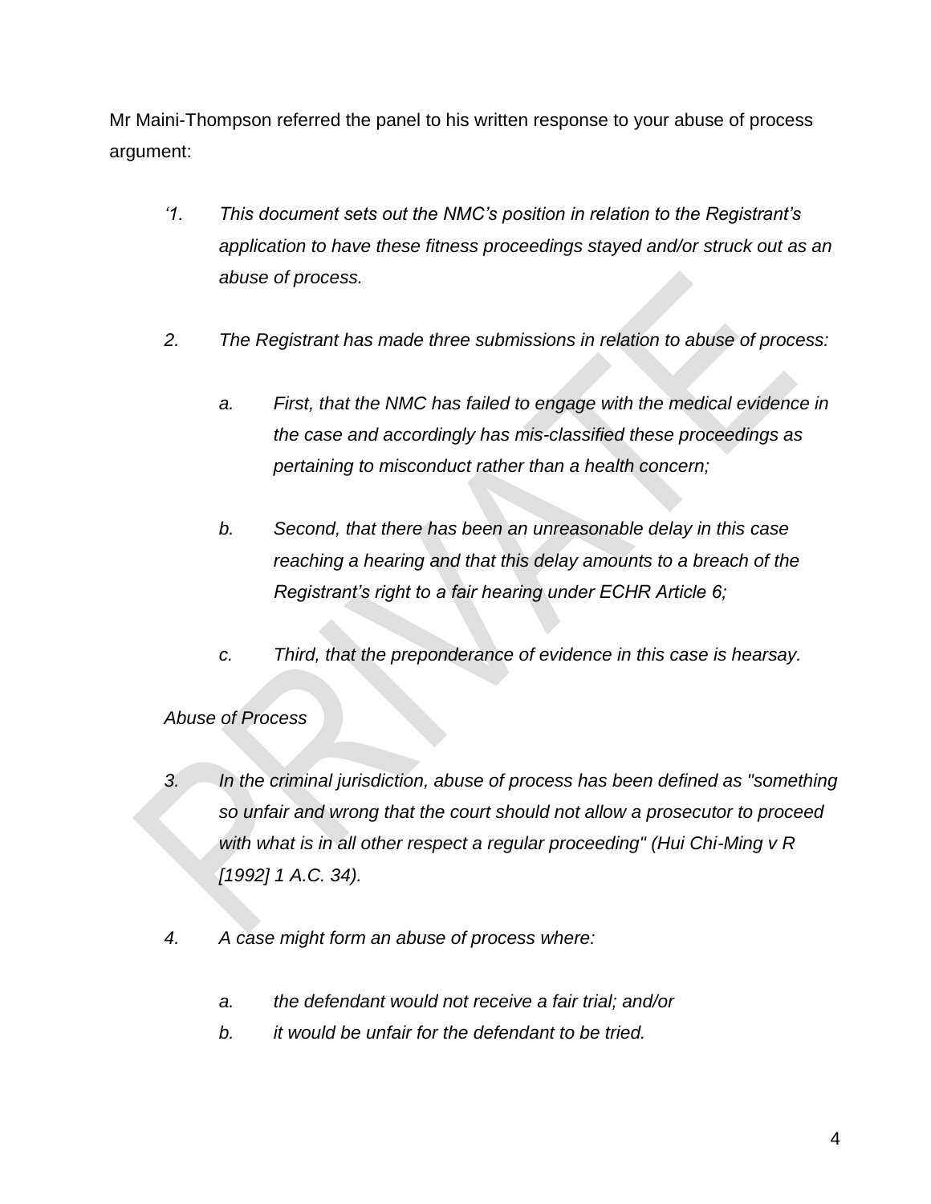Mr Maini-Thompson referred the panel to his written response to your abuse of process argument:

*'1. This document sets out the NMC's position in relation to the Registrant's application to have these fitness proceedings stayed and/or struck out as an abuse of process.*

*2. The Registrant has made three submissions in relation to abuse of process:*

*a. First, that the NMC has failed to engage with the medical evidence in the case and accordingly has mis-classified these proceedings as pertaining to misconduct rather than a health concern;*

*b. Second, that there has been an unreasonable delay in this case reaching a hearing and that this delay amounts to a breach of the Registrant's right to a fair hearing under ECHR Article 6;*

*c. Third, that the preponderance of evidence in this case is hearsay.*

*Abuse of Process*

*3. In the criminal jurisdiction, abuse of process has been defined as "something so unfair and wrong that the court should not allow a prosecutor to proceed with what is in all other respect a regular proceeding" (Hui Chi-Ming v R [1992] 1 A.C. 34).*

*4. A case might form an abuse of process where:*

*a. the defendant would not receive a fair trial; and/or*
*b. it would be unfair for the defendant to be tried.*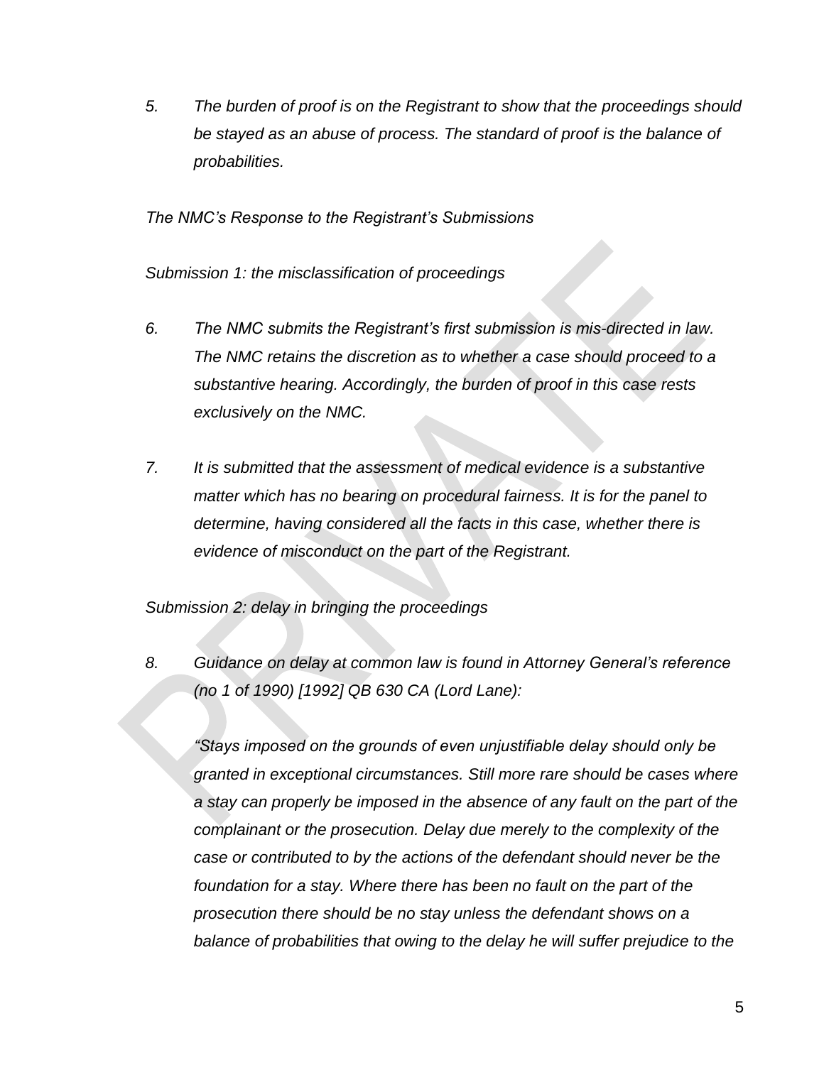5. *The burden of proof is on the Registrant to show that the proceedings should be stayed as an abuse of process. The standard of proof is the balance of probabilities.*

*The NMC's Response to the Registrant's Submissions*

*Submission 1: the misclassification of proceedings*

6. *The NMC submits the Registrant's first submission is mis-directed in law. The NMC retains the discretion as to whether a case should proceed to a substantive hearing. Accordingly, the burden of proof in this case rests exclusively on the NMC.*

7. *It is submitted that the assessment of medical evidence is a substantive matter which has no bearing on procedural fairness. It is for the panel to determine, having considered all the facts in this case, whether there is evidence of misconduct on the part of the Registrant.*

*Submission 2: delay in bringing the proceedings*

8. *Guidance on delay at common law is found in Attorney General's reference (no 1 of 1990) [1992] QB 630 CA (Lord Lane):*

   *"Stays imposed on the grounds of even unjustifiable delay should only be granted in exceptional circumstances. Still more rare should be cases where a stay can properly be imposed in the absence of any fault on the part of the complainant or the prosecution. Delay due merely to the complexity of the case or contributed to by the actions of the defendant should never be the foundation for a stay. Where there has been no fault on the part of the prosecution there should be no stay unless the defendant shows on a balance of probabilities that owing to the delay he will suffer prejudice to the*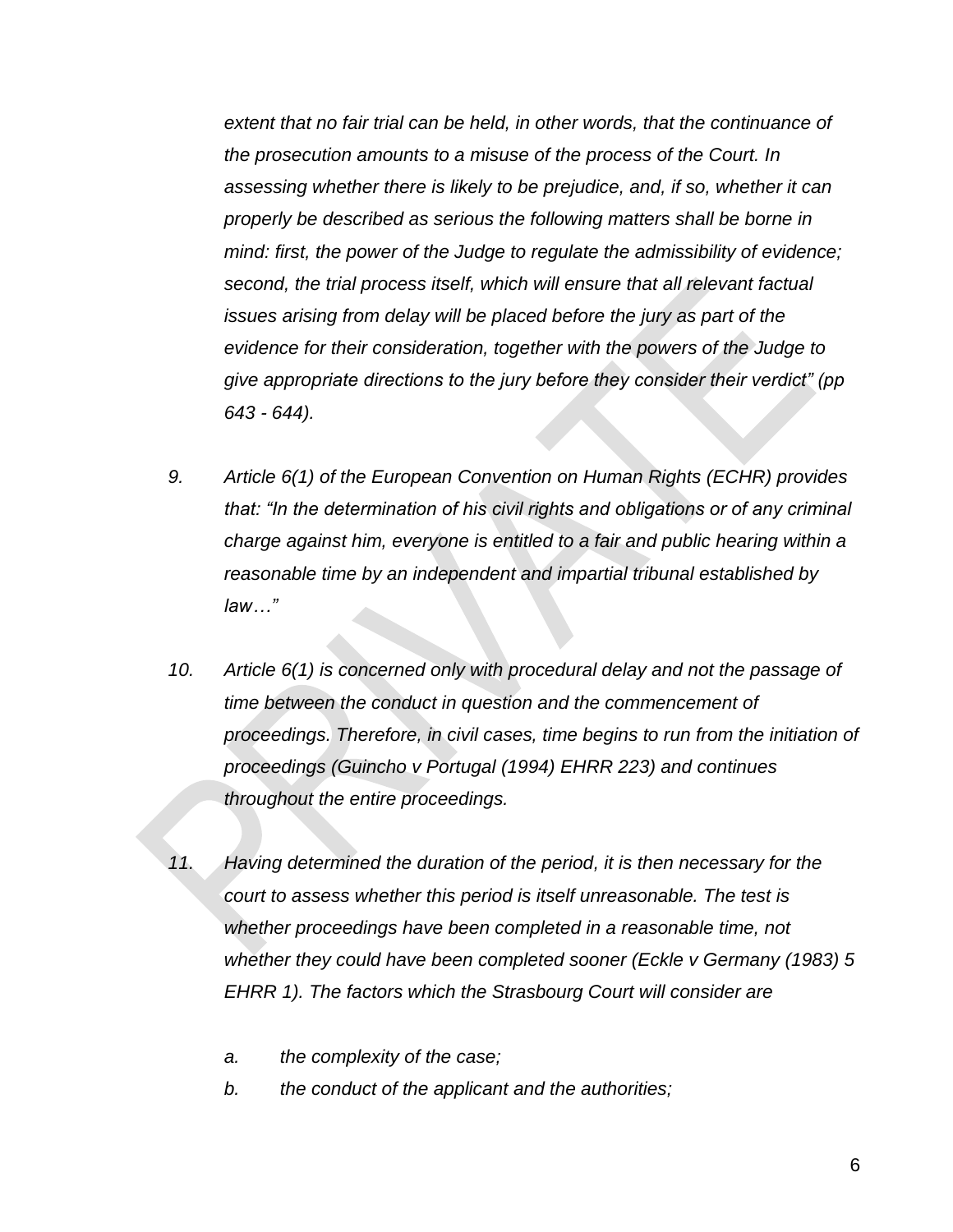*extent that no fair trial can be held, in other words, that the continuance of the prosecution amounts to a misuse of the process of the Court. In assessing whether there is likely to be prejudice, and, if so, whether it can properly be described as serious the following matters shall be borne in mind: first, the power of the Judge to regulate the admissibility of evidence; second, the trial process itself, which will ensure that all relevant factual issues arising from delay will be placed before the jury as part of the evidence for their consideration, together with the powers of the Judge to give appropriate directions to the jury before they consider their verdict" (pp 643 - 644).*

9. *Article 6(1) of the European Convention on Human Rights (ECHR) provides that: "In the determination of his civil rights and obligations or of any criminal charge against him, everyone is entitled to a fair and public hearing within a reasonable time by an independent and impartial tribunal established by law…"*

10. *Article 6(1) is concerned only with procedural delay and not the passage of time between the conduct in question and the commencement of proceedings. Therefore, in civil cases, time begins to run from the initiation of proceedings (Guincho v Portugal (1994) EHRR 223) and continues throughout the entire proceedings.*

11. *Having determined the duration of the period, it is then necessary for the court to assess whether this period is itself unreasonable. The test is whether proceedings have been completed in a reasonable time, not whether they could have been completed sooner (Eckle v Germany (1983) 5 EHRR 1). The factors which the Strasbourg Court will consider are*

    a. *the complexity of the case;*
    b. *the conduct of the applicant and the authorities;*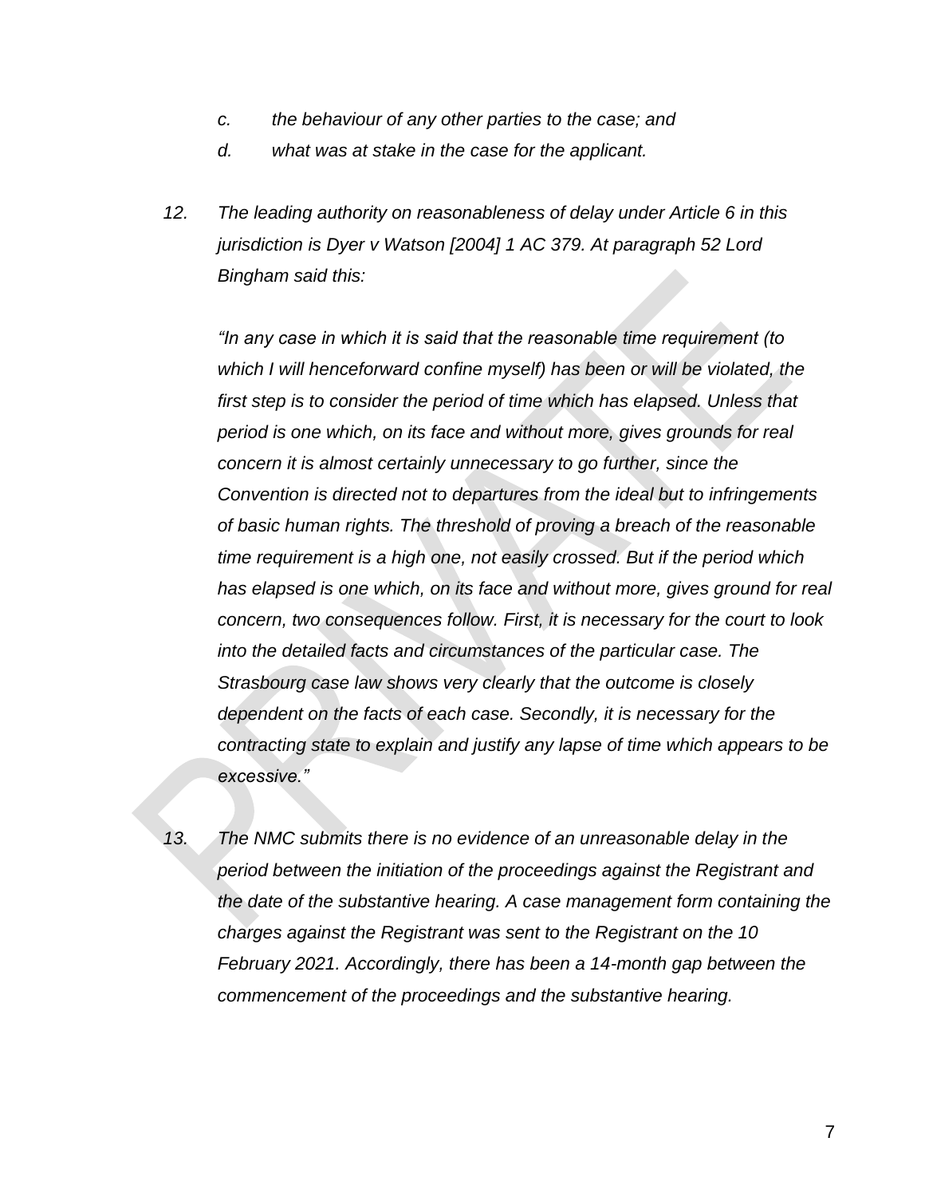*c. the behaviour of any other parties to the case; and*

*d. what was at stake in the case for the applicant.*

*12. The leading authority on reasonableness of delay under Article 6 in this jurisdiction is Dyer v Watson [2004] 1 AC 379. At paragraph 52 Lord Bingham said this:*

*"In any case in which it is said that the reasonable time requirement (to which I will henceforward confine myself) has been or will be violated, the first step is to consider the period of time which has elapsed. Unless that period is one which, on its face and without more, gives grounds for real concern it is almost certainly unnecessary to go further, since the Convention is directed not to departures from the ideal but to infringements of basic human rights. The threshold of proving a breach of the reasonable time requirement is a high one, not easily crossed. But if the period which has elapsed is one which, on its face and without more, gives ground for real concern, two consequences follow. First, it is necessary for the court to look into the detailed facts and circumstances of the particular case. The Strasbourg case law shows very clearly that the outcome is closely dependent on the facts of each case. Secondly, it is necessary for the contracting state to explain and justify any lapse of time which appears to be excessive."*

*13. The NMC submits there is no evidence of an unreasonable delay in the period between the initiation of the proceedings against the Registrant and the date of the substantive hearing. A case management form containing the charges against the Registrant was sent to the Registrant on the 10 February 2021. Accordingly, there has been a 14-month gap between the commencement of the proceedings and the substantive hearing.*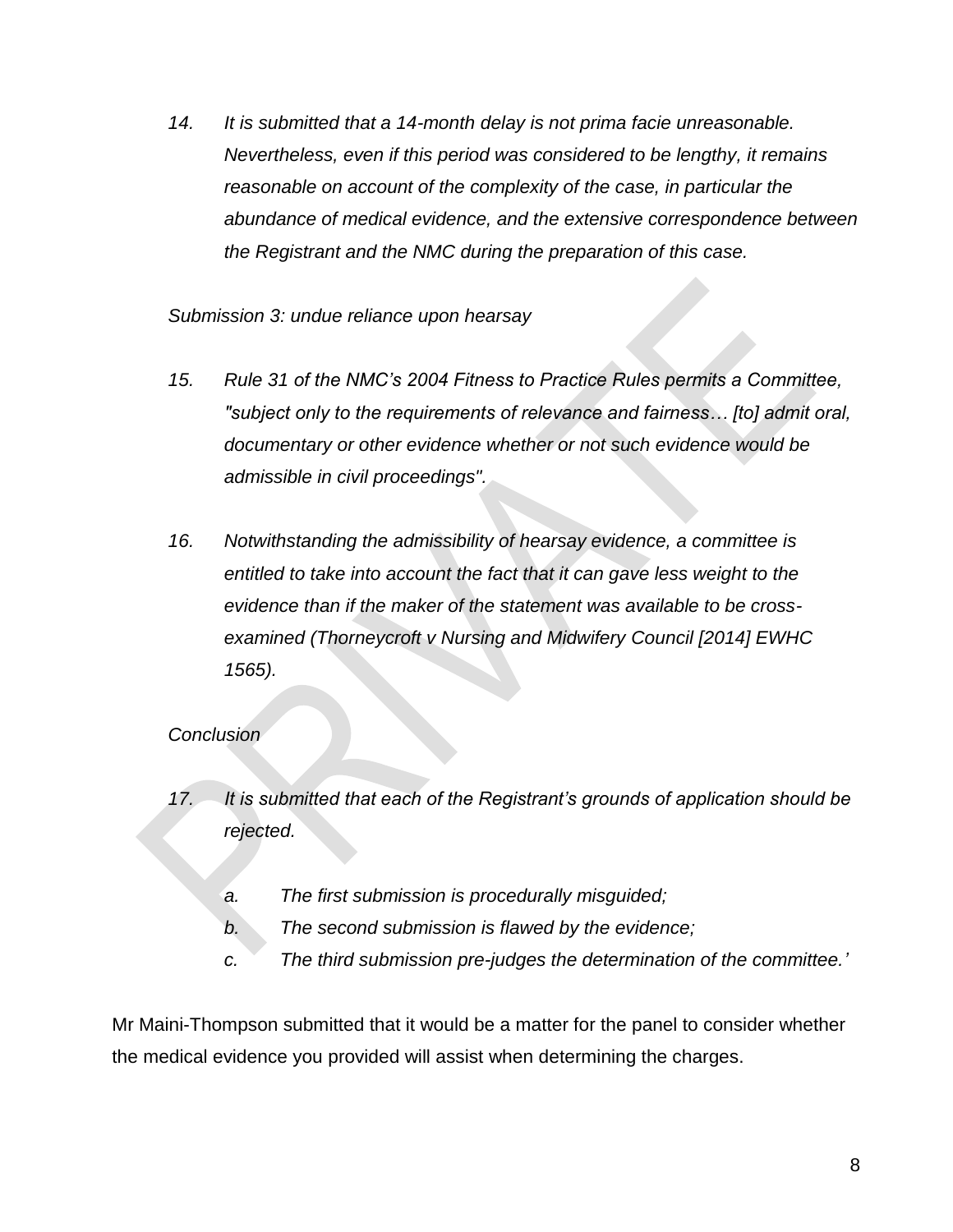14. *It is submitted that a 14-month delay is not prima facie unreasonable. Nevertheless, even if this period was considered to be lengthy, it remains reasonable on account of the complexity of the case, in particular the abundance of medical evidence, and the extensive correspondence between the Registrant and the NMC during the preparation of this case.*

*Submission 3: undue reliance upon hearsay*

15. *Rule 31 of the NMC's 2004 Fitness to Practice Rules permits a Committee, "subject only to the requirements of relevance and fairness… [to] admit oral, documentary or other evidence whether or not such evidence would be admissible in civil proceedings".*

16. *Notwithstanding the admissibility of hearsay evidence, a committee is entitled to take into account the fact that it can gave less weight to the evidence than if the maker of the statement was available to be cross-examined (Thorneycroft v Nursing and Midwifery Council [2014] EWHC 1565).*

*Conclusion*

17. *It is submitted that each of the Registrant's grounds of application should be rejected.*

    a. *The first submission is procedurally misguided;*
    b. *The second submission is flawed by the evidence;*
    c. *The third submission pre-judges the determination of the committee.'*

Mr Maini-Thompson submitted that it would be a matter for the panel to consider whether the medical evidence you provided will assist when determining the charges.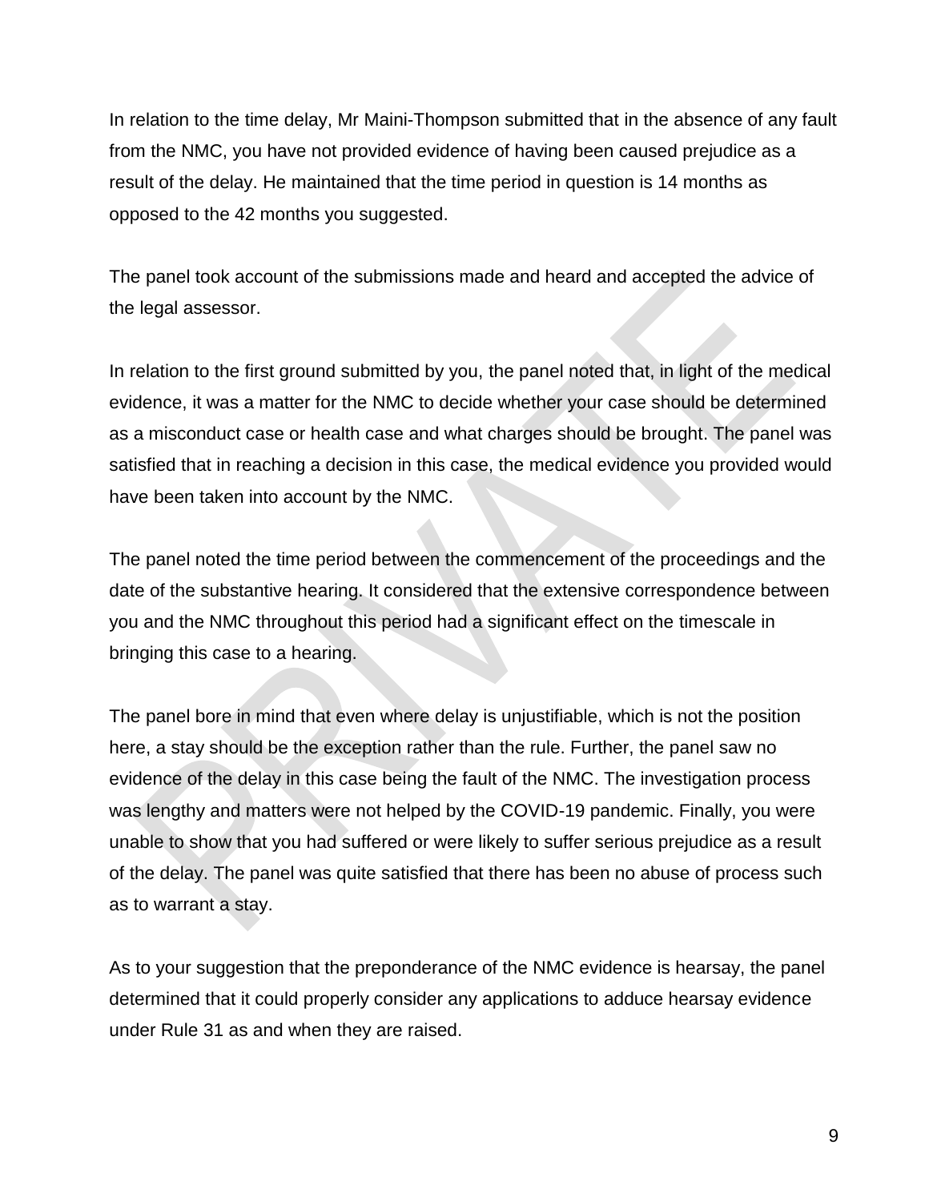In relation to the time delay, Mr Maini-Thompson submitted that in the absence of any fault from the NMC, you have not provided evidence of having been caused prejudice as a result of the delay. He maintained that the time period in question is 14 months as opposed to the 42 months you suggested.

The panel took account of the submissions made and heard and accepted the advice of the legal assessor.

In relation to the first ground submitted by you, the panel noted that, in light of the medical evidence, it was a matter for the NMC to decide whether your case should be determined as a misconduct case or health case and what charges should be brought. The panel was satisfied that in reaching a decision in this case, the medical evidence you provided would have been taken into account by the NMC.

The panel noted the time period between the commencement of the proceedings and the date of the substantive hearing. It considered that the extensive correspondence between you and the NMC throughout this period had a significant effect on the timescale in bringing this case to a hearing.

The panel bore in mind that even where delay is unjustifiable, which is not the position here, a stay should be the exception rather than the rule. Further, the panel saw no evidence of the delay in this case being the fault of the NMC. The investigation process was lengthy and matters were not helped by the COVID-19 pandemic. Finally, you were unable to show that you had suffered or were likely to suffer serious prejudice as a result of the delay. The panel was quite satisfied that there has been no abuse of process such as to warrant a stay.

As to your suggestion that the preponderance of the NMC evidence is hearsay, the panel determined that it could properly consider any applications to adduce hearsay evidence under Rule 31 as and when they are raised.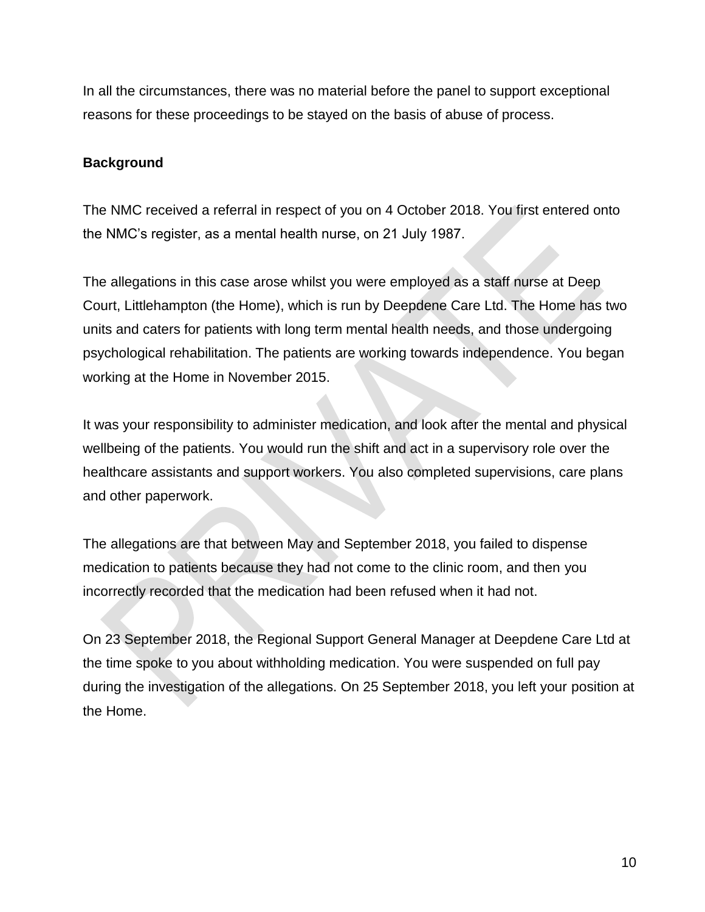In all the circumstances, there was no material before the panel to support exceptional reasons for these proceedings to be stayed on the basis of abuse of process.

**Background**

The NMC received a referral in respect of you on 4 October 2018. You first entered onto the NMC's register, as a mental health nurse, on 21 July 1987.

The allegations in this case arose whilst you were employed as a staff nurse at Deep Court, Littlehampton (the Home), which is run by Deepdene Care Ltd. The Home has two units and caters for patients with long term mental health needs, and those undergoing psychological rehabilitation. The patients are working towards independence. You began working at the Home in November 2015.

It was your responsibility to administer medication, and look after the mental and physical wellbeing of the patients. You would run the shift and act in a supervisory role over the healthcare assistants and support workers. You also completed supervisions, care plans and other paperwork.

The allegations are that between May and September 2018, you failed to dispense medication to patients because they had not come to the clinic room, and then you incorrectly recorded that the medication had been refused when it had not.

On 23 September 2018, the Regional Support General Manager at Deepdene Care Ltd at the time spoke to you about withholding medication. You were suspended on full pay during the investigation of the allegations. On 25 September 2018, you left your position at the Home.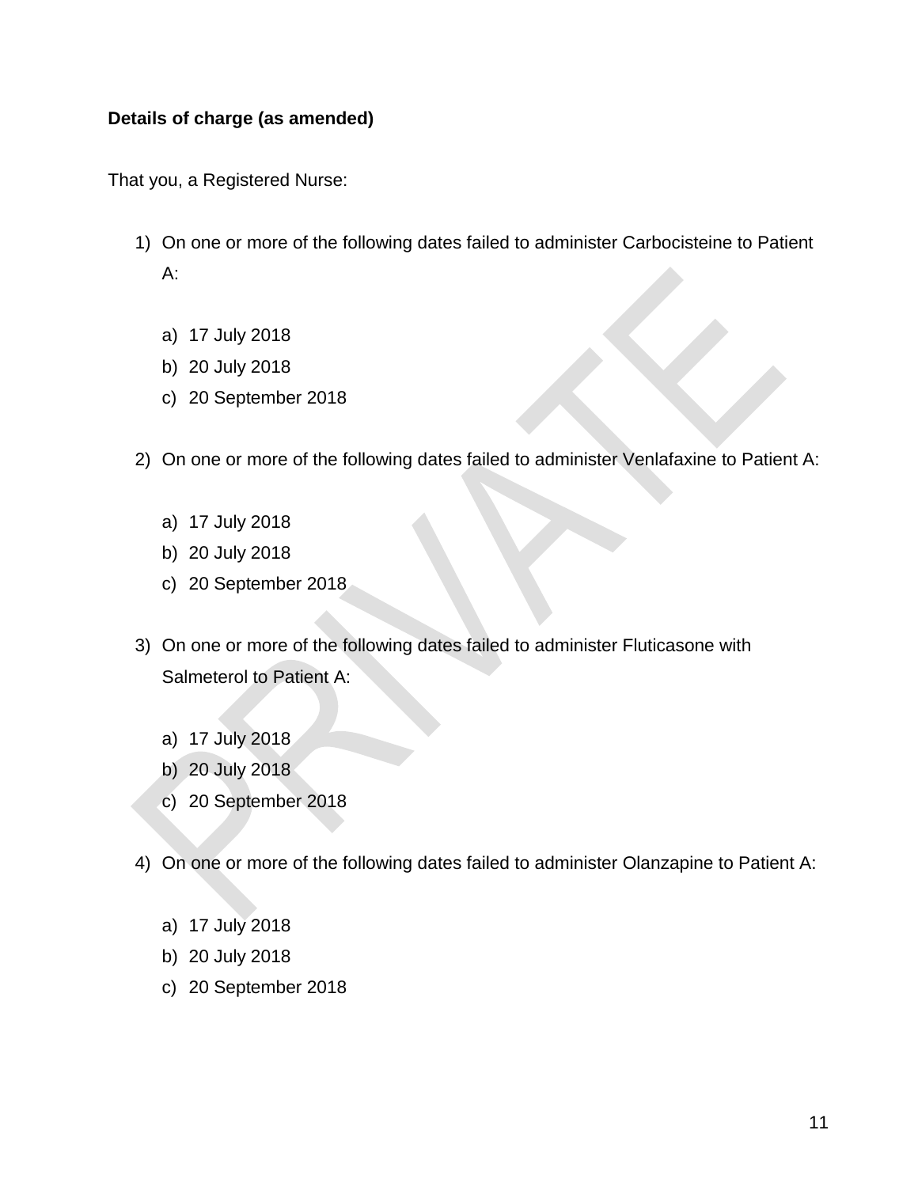**Details of charge (as amended)**

That you, a Registered Nurse:

1) On one or more of the following dates failed to administer Carbocisteine to Patient A:

    a) 17 July 2018
    b) 20 July 2018
    c) 20 September 2018

2) On one or more of the following dates failed to administer Venlafaxine to Patient A:

    a) 17 July 2018
    b) 20 July 2018
    c) 20 September 2018

3) On one or more of the following dates failed to administer Fluticasone with Salmeterol to Patient A:

    a) 17 July 2018
    b) 20 July 2018
    c) 20 September 2018

4) On one or more of the following dates failed to administer Olanzapine to Patient A:

    a) 17 July 2018
    b) 20 July 2018
    c) 20 September 2018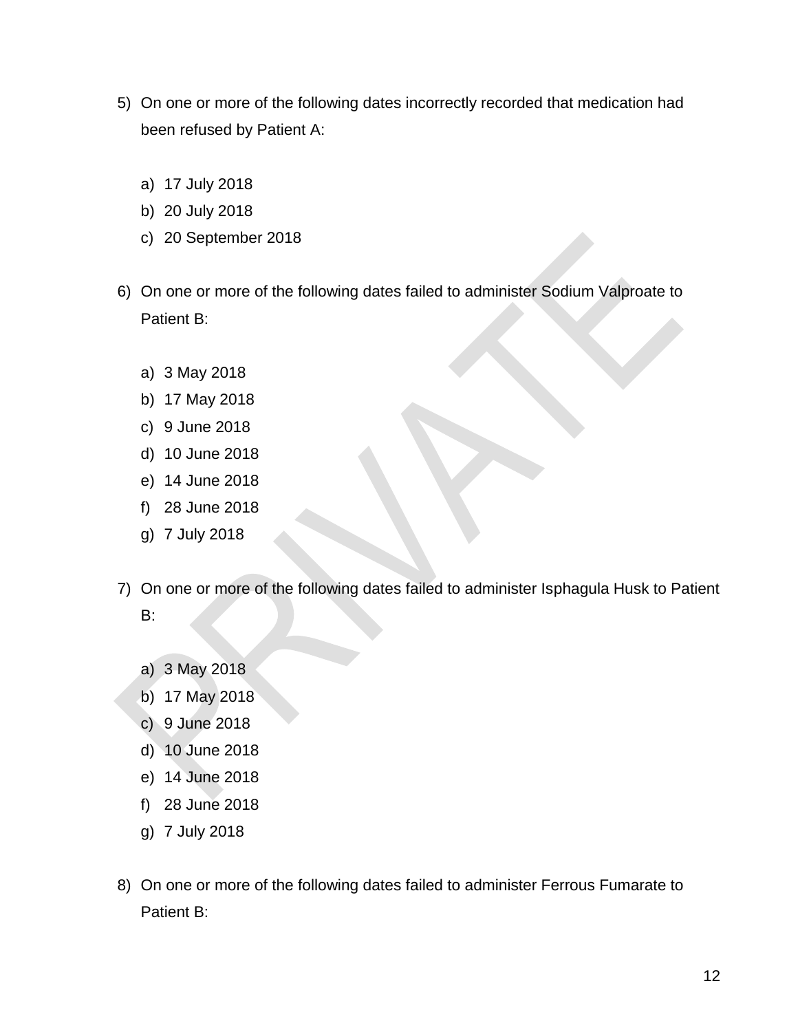5) On one or more of the following dates incorrectly recorded that medication had been refused by Patient A:

   a) 17 July 2018
   b) 20 July 2018
   c) 20 September 2018

6) On one or more of the following dates failed to administer Sodium Valproate to Patient B:

   a) 3 May 2018
   b) 17 May 2018
   c) 9 June 2018
   d) 10 June 2018
   e) 14 June 2018
   f) 28 June 2018
   g) 7 July 2018

7) On one or more of the following dates failed to administer Isphagula Husk to Patient B:

   a) 3 May 2018
   b) 17 May 2018
   c) 9 June 2018
   d) 10 June 2018
   e) 14 June 2018
   f) 28 June 2018
   g) 7 July 2018

8) On one or more of the following dates failed to administer Ferrous Fumarate to Patient B: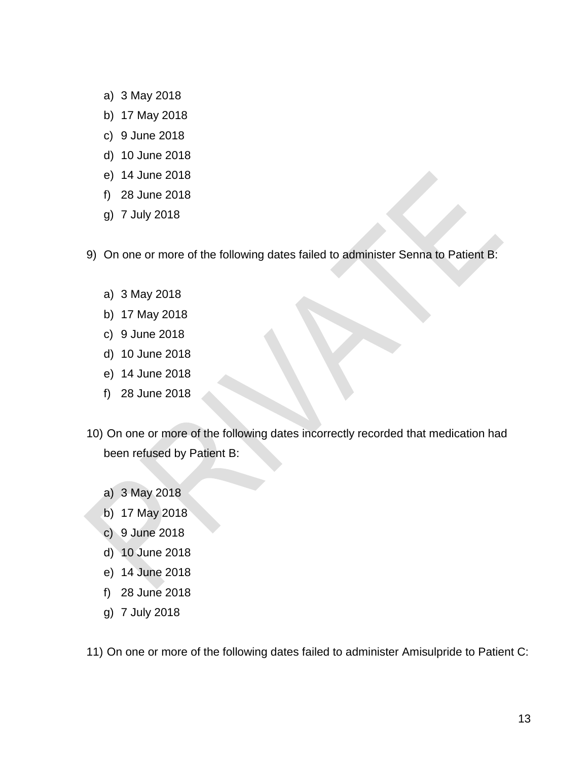a) 3 May 2018
b) 17 May 2018
c) 9 June 2018
d) 10 June 2018
e) 14 June 2018
f) 28 June 2018
g) 7 July 2018

9) On one or more of the following dates failed to administer Senna to Patient B:

   a) 3 May 2018
   b) 17 May 2018
   c) 9 June 2018
   d) 10 June 2018
   e) 14 June 2018
   f) 28 June 2018

10) On one or more of the following dates incorrectly recorded that medication had been refused by Patient B:

   a) 3 May 2018
   b) 17 May 2018
   c) 9 June 2018
   d) 10 June 2018
   e) 14 June 2018
   f) 28 June 2018
   g) 7 July 2018

11) On one or more of the following dates failed to administer Amisulpride to Patient C: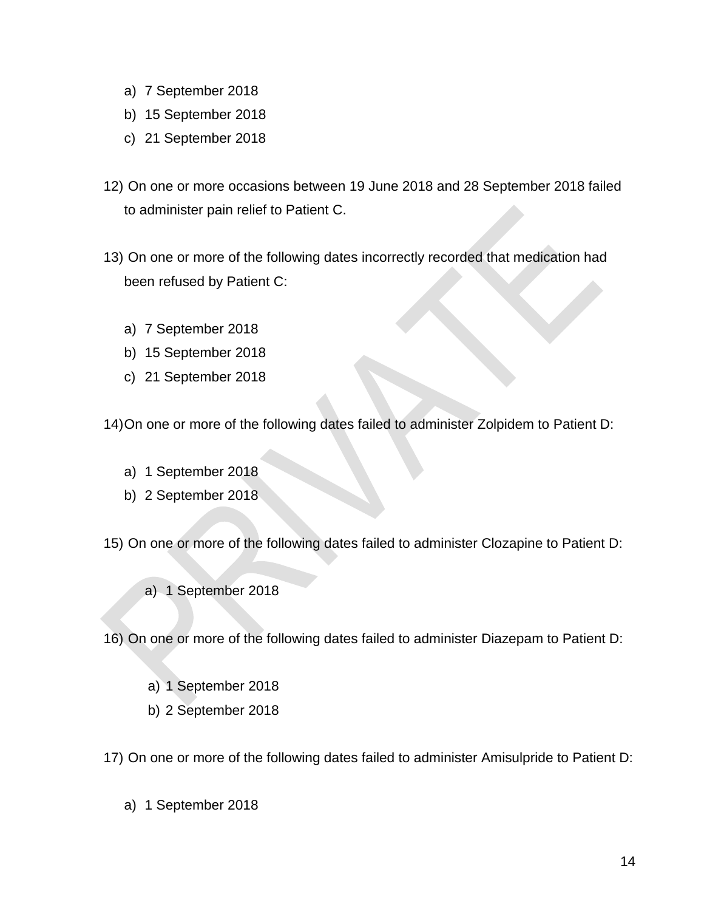a) 7 September 2018
b) 15 September 2018
c) 21 September 2018

12) On one or more occasions between 19 June 2018 and 28 September 2018 failed to administer pain relief to Patient C.

13) On one or more of the following dates incorrectly recorded that medication had been refused by Patient C:

a) 7 September 2018
b) 15 September 2018
c) 21 September 2018

14) On one or more of the following dates failed to administer Zolpidem to Patient D:

a) 1 September 2018
b) 2 September 2018

15) On one or more of the following dates failed to administer Clozapine to Patient D:

a) 1 September 2018

16) On one or more of the following dates failed to administer Diazepam to Patient D:

a) 1 September 2018
b) 2 September 2018

17) On one or more of the following dates failed to administer Amisulpride to Patient D:

a) 1 September 2018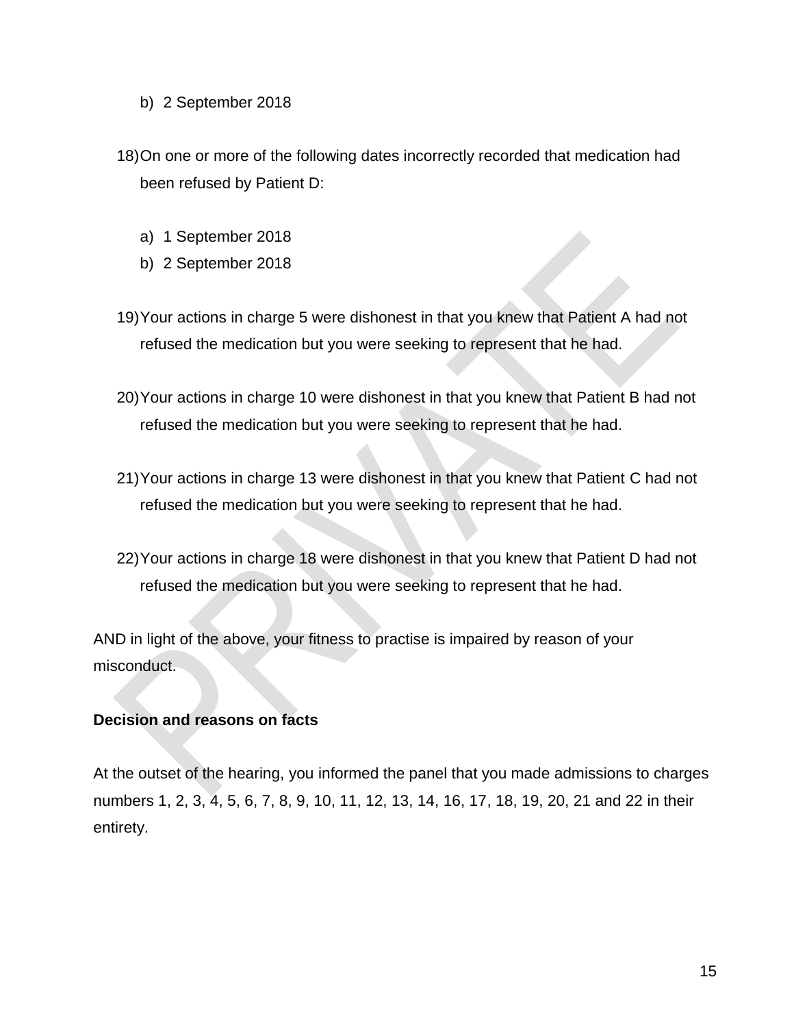b) 2 September 2018

18) On one or more of the following dates incorrectly recorded that medication had been refused by Patient D:

  a) 1 September 2018
  b) 2 September 2018

19) Your actions in charge 5 were dishonest in that you knew that Patient A had not refused the medication but you were seeking to represent that he had.

20) Your actions in charge 10 were dishonest in that you knew that Patient B had not refused the medication but you were seeking to represent that he had.

21) Your actions in charge 13 were dishonest in that you knew that Patient C had not refused the medication but you were seeking to represent that he had.

22) Your actions in charge 18 were dishonest in that you knew that Patient D had not refused the medication but you were seeking to represent that he had.

AND in light of the above, your fitness to practise is impaired by reason of your misconduct.

**Decision and reasons on facts**

At the outset of the hearing, you informed the panel that you made admissions to charges numbers 1, 2, 3, 4, 5, 6, 7, 8, 9, 10, 11, 12, 13, 14, 16, 17, 18, 19, 20, 21 and 22 in their entirety.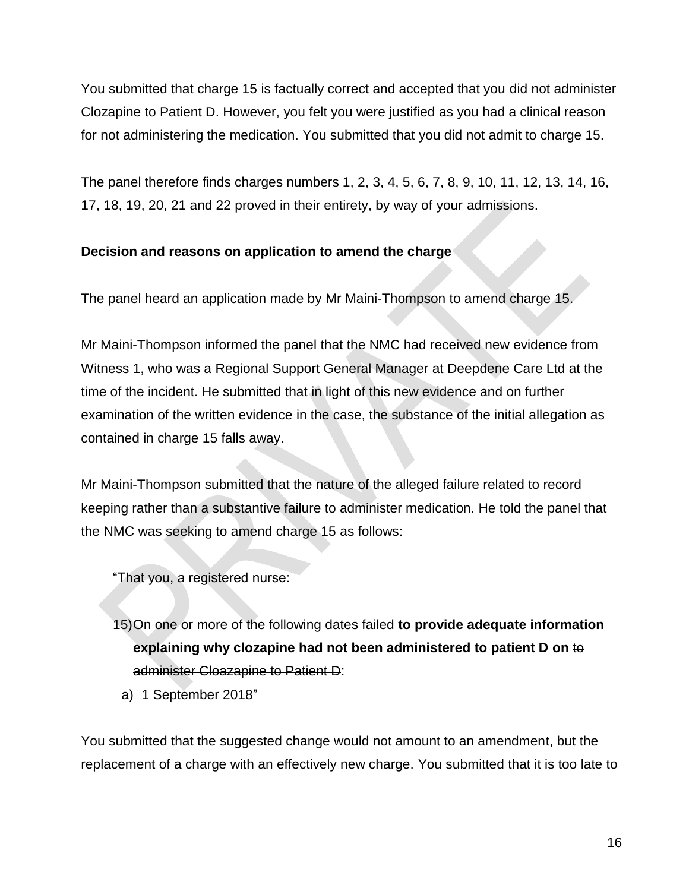You submitted that charge 15 is factually correct and accepted that you did not administer Clozapine to Patient D. However, you felt you were justified as you had a clinical reason for not administering the medication. You submitted that you did not admit to charge 15.

The panel therefore finds charges numbers 1, 2, 3, 4, 5, 6, 7, 8, 9, 10, 11, 12, 13, 14, 16, 17, 18, 19, 20, 21 and 22 proved in their entirety, by way of your admissions.

**Decision and reasons on application to amend the charge**

The panel heard an application made by Mr Maini-Thompson to amend charge 15.

Mr Maini-Thompson informed the panel that the NMC had received new evidence from Witness 1, who was a Regional Support General Manager at Deepdene Care Ltd at the time of the incident. He submitted that in light of this new evidence and on further examination of the written evidence in the case, the substance of the initial allegation as contained in charge 15 falls away.

Mr Maini-Thompson submitted that the nature of the alleged failure related to record keeping rather than a substantive failure to administer medication. He told the panel that the NMC was seeking to amend charge 15 as follows:

> "That you, a registered nurse:
>
> 15) On one or more of the following dates failed **to provide adequate information explaining why clozapine had not been administered to patient D on** ~~to administer Cloazapine to Patient D~~:
>
> a) 1 September 2018"

You submitted that the suggested change would not amount to an amendment, but the replacement of a charge with an effectively new charge. You submitted that it is too late to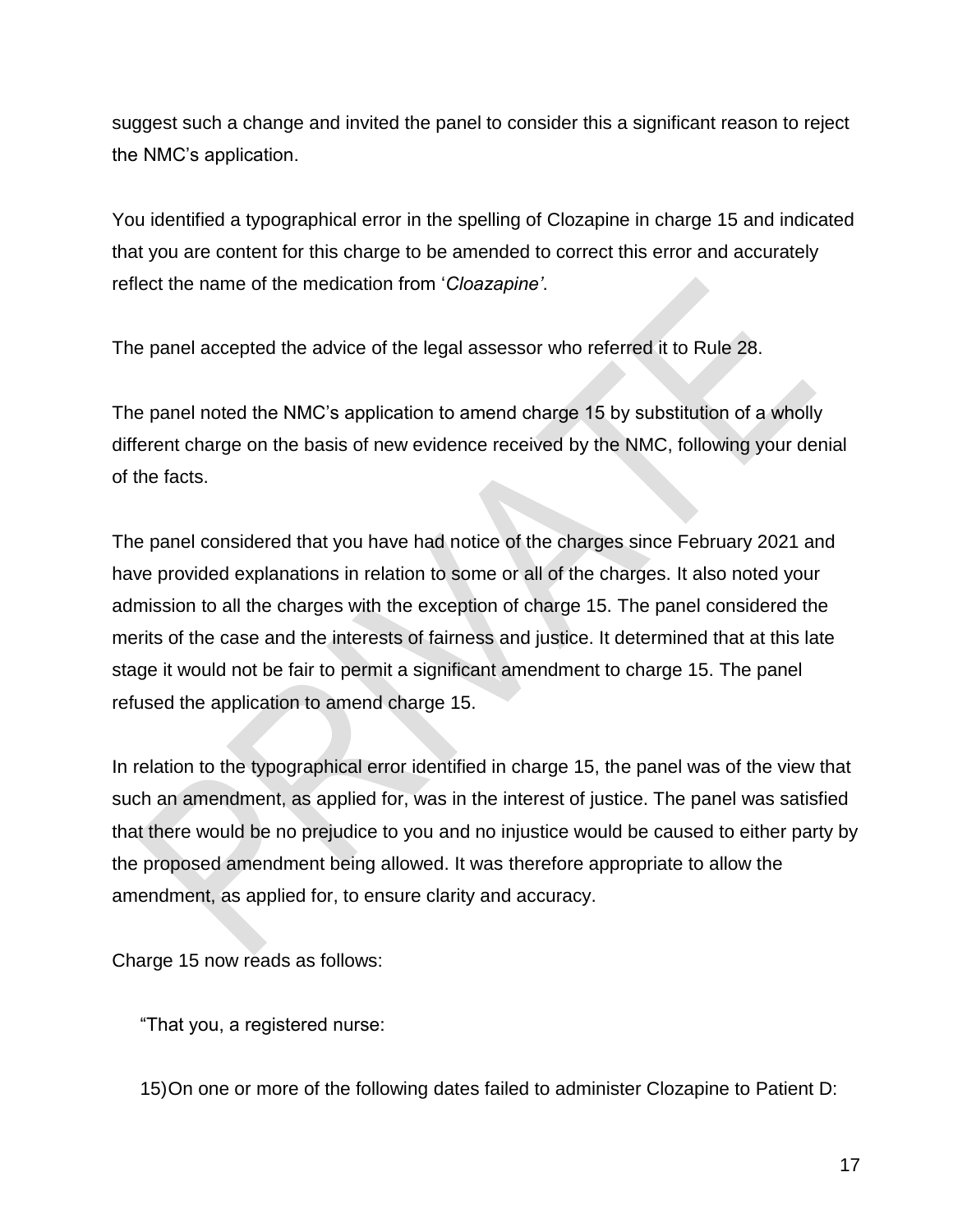suggest such a change and invited the panel to consider this a significant reason to reject the NMC's application.

You identified a typographical error in the spelling of Clozapine in charge 15 and indicated that you are content for this charge to be amended to correct this error and accurately reflect the name of the medication from '*Cloazapine'*.

The panel accepted the advice of the legal assessor who referred it to Rule 28.

The panel noted the NMC's application to amend charge 15 by substitution of a wholly different charge on the basis of new evidence received by the NMC, following your denial of the facts.

The panel considered that you have had notice of the charges since February 2021 and have provided explanations in relation to some or all of the charges. It also noted your admission to all the charges with the exception of charge 15. The panel considered the merits of the case and the interests of fairness and justice. It determined that at this late stage it would not be fair to permit a significant amendment to charge 15. The panel refused the application to amend charge 15.

In relation to the typographical error identified in charge 15, the panel was of the view that such an amendment, as applied for, was in the interest of justice. The panel was satisfied that there would be no prejudice to you and no injustice would be caused to either party by the proposed amendment being allowed. It was therefore appropriate to allow the amendment, as applied for, to ensure clarity and accuracy.

Charge 15 now reads as follows:

> "That you, a registered nurse:
>
> 15) On one or more of the following dates failed to administer Clozapine to Patient D: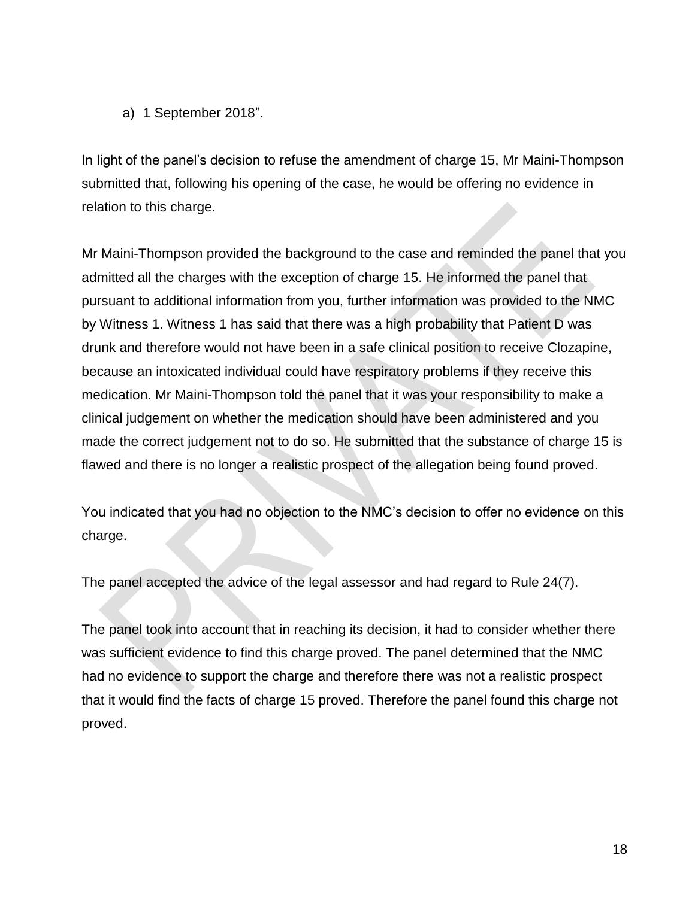a) 1 September 2018".

In light of the panel's decision to refuse the amendment of charge 15, Mr Maini-Thompson submitted that, following his opening of the case, he would be offering no evidence in relation to this charge.

Mr Maini-Thompson provided the background to the case and reminded the panel that you admitted all the charges with the exception of charge 15. He informed the panel that pursuant to additional information from you, further information was provided to the NMC by Witness 1. Witness 1 has said that there was a high probability that Patient D was drunk and therefore would not have been in a safe clinical position to receive Clozapine, because an intoxicated individual could have respiratory problems if they receive this medication. Mr Maini-Thompson told the panel that it was your responsibility to make a clinical judgement on whether the medication should have been administered and you made the correct judgement not to do so. He submitted that the substance of charge 15 is flawed and there is no longer a realistic prospect of the allegation being found proved.

You indicated that you had no objection to the NMC's decision to offer no evidence on this charge.

The panel accepted the advice of the legal assessor and had regard to Rule 24(7).

The panel took into account that in reaching its decision, it had to consider whether there was sufficient evidence to find this charge proved. The panel determined that the NMC had no evidence to support the charge and therefore there was not a realistic prospect that it would find the facts of charge 15 proved. Therefore the panel found this charge not proved.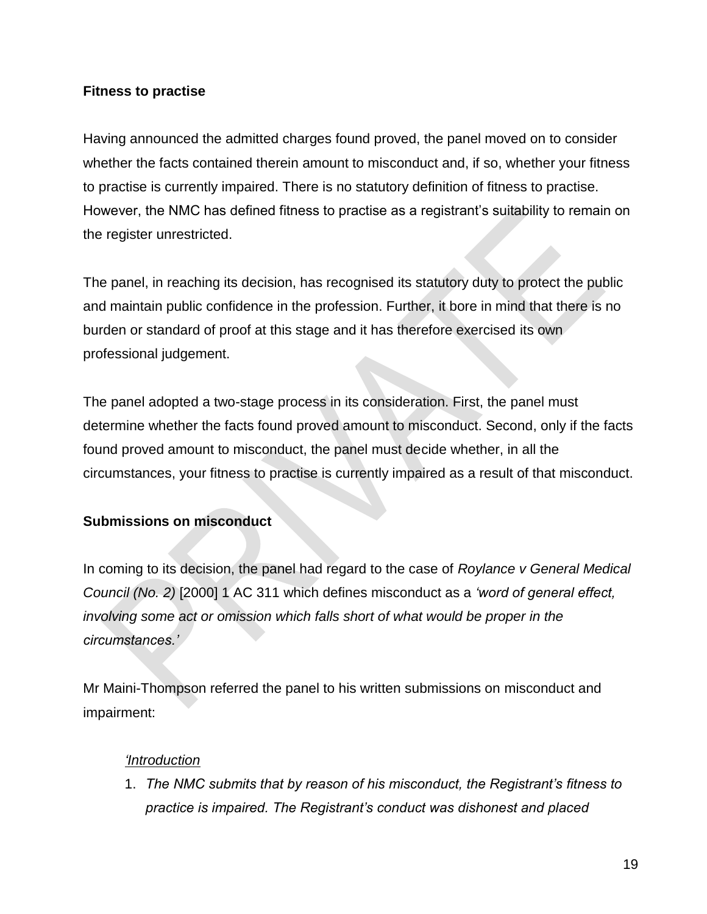**Fitness to practise**

Having announced the admitted charges found proved, the panel moved on to consider whether the facts contained therein amount to misconduct and, if so, whether your fitness to practise is currently impaired. There is no statutory definition of fitness to practise. However, the NMC has defined fitness to practise as a registrant's suitability to remain on the register unrestricted.

The panel, in reaching its decision, has recognised its statutory duty to protect the public and maintain public confidence in the profession. Further, it bore in mind that there is no burden or standard of proof at this stage and it has therefore exercised its own professional judgement.

The panel adopted a two-stage process in its consideration. First, the panel must determine whether the facts found proved amount to misconduct. Second, only if the facts found proved amount to misconduct, the panel must decide whether, in all the circumstances, your fitness to practise is currently impaired as a result of that misconduct.

**Submissions on misconduct**

In coming to its decision, the panel had regard to the case of *Roylance v General Medical Council (No. 2)* [2000] 1 AC 311 which defines misconduct as a *'word of general effect, involving some act or omission which falls short of what would be proper in the circumstances.'*

Mr Maini-Thompson referred the panel to his written submissions on misconduct and impairment:

*'Introduction*

1. *The NMC submits that by reason of his misconduct, the Registrant's fitness to practice is impaired. The Registrant's conduct was dishonest and placed*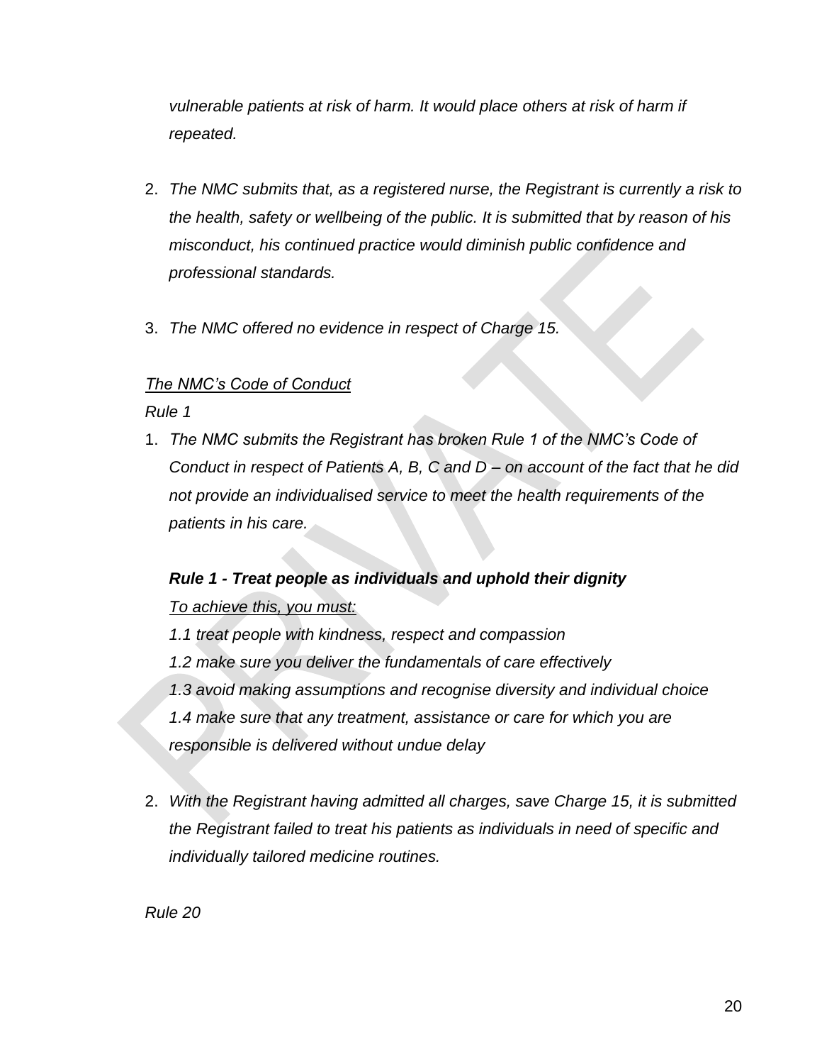*vulnerable patients at risk of harm. It would place others at risk of harm if repeated.*

2. *The NMC submits that, as a registered nurse, the Registrant is currently a risk to the health, safety or wellbeing of the public. It is submitted that by reason of his misconduct, his continued practice would diminish public confidence and professional standards.*

3. *The NMC offered no evidence in respect of Charge 15.*

*The NMC's Code of Conduct*

*Rule 1*

1. *The NMC submits the Registrant has broken Rule 1 of the NMC's Code of Conduct in respect of Patients A, B, C and D – on account of the fact that he did not provide an individualised service to meet the health requirements of the patients in his care.*

   ***Rule 1 - Treat people as individuals and uphold their dignity***

   *To achieve this, you must:*

   *1.1 treat people with kindness, respect and compassion*

   *1.2 make sure you deliver the fundamentals of care effectively*

   *1.3 avoid making assumptions and recognise diversity and individual choice*

   *1.4 make sure that any treatment, assistance or care for which you are responsible is delivered without undue delay*

2. *With the Registrant having admitted all charges, save Charge 15, it is submitted the Registrant failed to treat his patients as individuals in need of specific and individually tailored medicine routines.*

*Rule 20*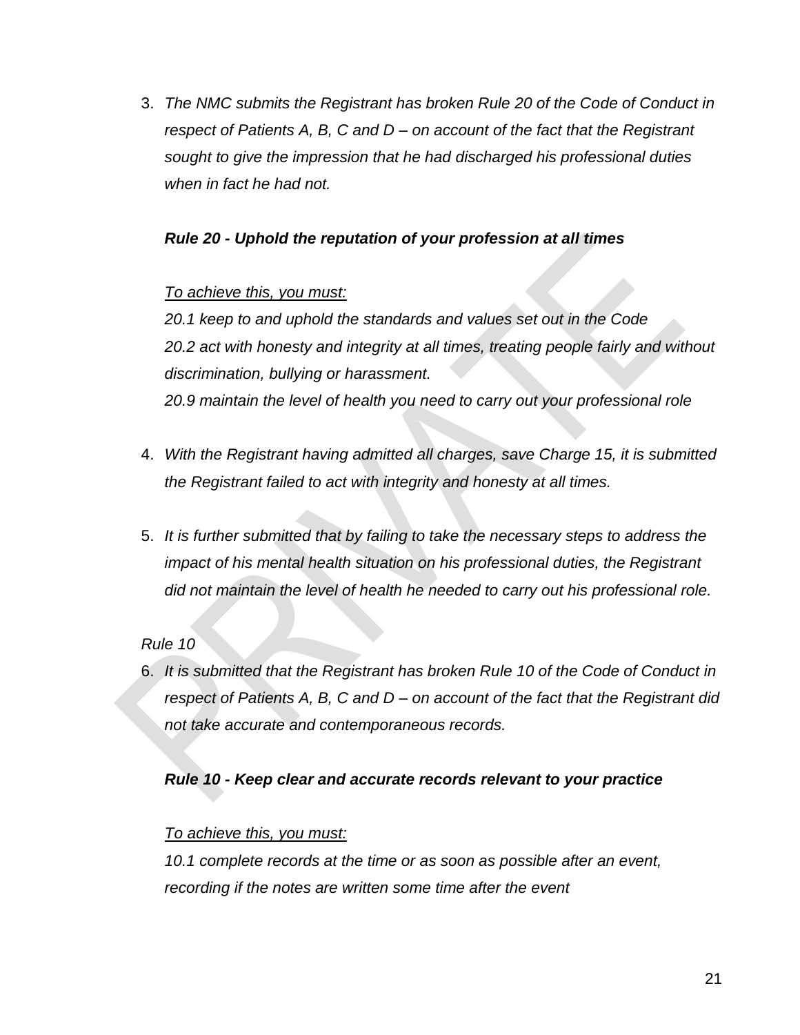3. *The NMC submits the Registrant has broken Rule 20 of the Code of Conduct in respect of Patients A, B, C and D – on account of the fact that the Registrant sought to give the impression that he had discharged his professional duties when in fact he had not.*

   ***Rule 20 - Uphold the reputation of your profession at all times***

   *<u>To achieve this, you must:</u>*
   *20.1 keep to and uphold the standards and values set out in the Code*
   *20.2 act with honesty and integrity at all times, treating people fairly and without discrimination, bullying or harassment.*
   *20.9 maintain the level of health you need to carry out your professional role*

4. *With the Registrant having admitted all charges, save Charge 15, it is submitted the Registrant failed to act with integrity and honesty at all times.*

5. *It is further submitted that by failing to take the necessary steps to address the impact of his mental health situation on his professional duties, the Registrant did not maintain the level of health he needed to carry out his professional role.*

*Rule 10*

6. *It is submitted that the Registrant has broken Rule 10 of the Code of Conduct in respect of Patients A, B, C and D – on account of the fact that the Registrant did not take accurate and contemporaneous records.*

   ***Rule 10 - Keep clear and accurate records relevant to your practice***

   *<u>To achieve this, you must:</u>*
   *10.1 complete records at the time or as soon as possible after an event, recording if the notes are written some time after the event*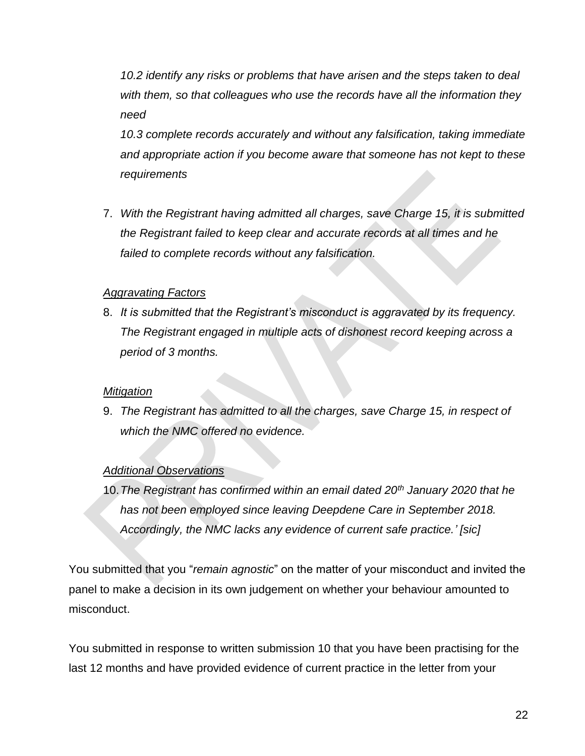*10.2 identify any risks or problems that have arisen and the steps taken to deal with them, so that colleagues who use the records have all the information they need*

*10.3 complete records accurately and without any falsification, taking immediate and appropriate action if you become aware that someone has not kept to these requirements*

7. *With the Registrant having admitted all charges, save Charge 15, it is submitted the Registrant failed to keep clear and accurate records at all times and he failed to complete records without any falsification.*

*Aggravating Factors*

8. *It is submitted that the Registrant's misconduct is aggravated by its frequency. The Registrant engaged in multiple acts of dishonest record keeping across a period of 3 months.*

*Mitigation*

9. *The Registrant has admitted to all the charges, save Charge 15, in respect of which the NMC offered no evidence.*

*Additional Observations*

10. *The Registrant has confirmed within an email dated 20th January 2020 that he has not been employed since leaving Deepdene Care in September 2018. Accordingly, the NMC lacks any evidence of current safe practice.' [sic]*

You submitted that you "*remain agnostic*" on the matter of your misconduct and invited the panel to make a decision in its own judgement on whether your behaviour amounted to misconduct.

You submitted in response to written submission 10 that you have been practising for the last 12 months and have provided evidence of current practice in the letter from your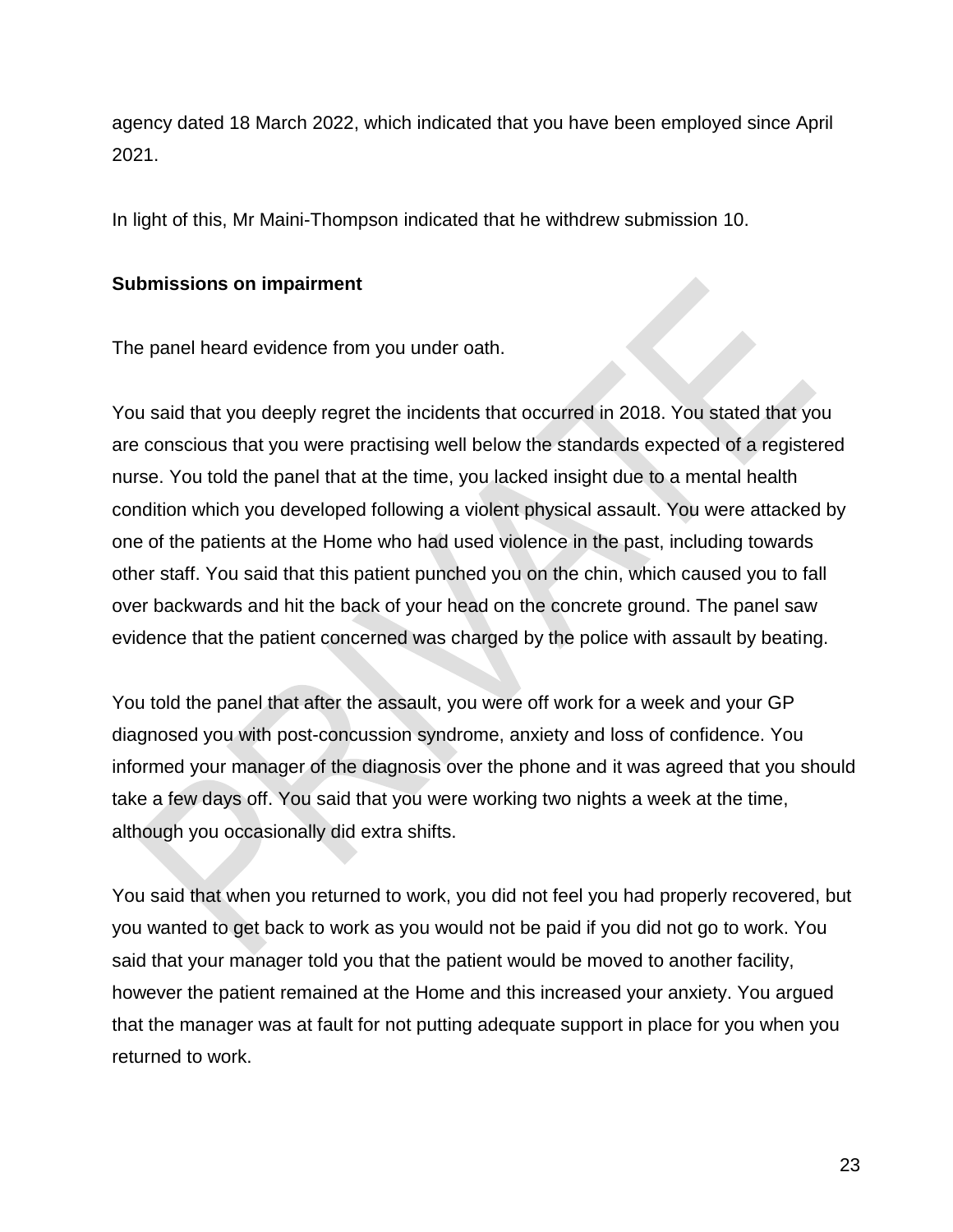agency dated 18 March 2022, which indicated that you have been employed since April 2021.

In light of this, Mr Maini-Thompson indicated that he withdrew submission 10.

**Submissions on impairment**

The panel heard evidence from you under oath.

You said that you deeply regret the incidents that occurred in 2018. You stated that you are conscious that you were practising well below the standards expected of a registered nurse. You told the panel that at the time, you lacked insight due to a mental health condition which you developed following a violent physical assault. You were attacked by one of the patients at the Home who had used violence in the past, including towards other staff. You said that this patient punched you on the chin, which caused you to fall over backwards and hit the back of your head on the concrete ground. The panel saw evidence that the patient concerned was charged by the police with assault by beating.

You told the panel that after the assault, you were off work for a week and your GP diagnosed you with post-concussion syndrome, anxiety and loss of confidence. You informed your manager of the diagnosis over the phone and it was agreed that you should take a few days off. You said that you were working two nights a week at the time, although you occasionally did extra shifts.

You said that when you returned to work, you did not feel you had properly recovered, but you wanted to get back to work as you would not be paid if you did not go to work. You said that your manager told you that the patient would be moved to another facility, however the patient remained at the Home and this increased your anxiety. You argued that the manager was at fault for not putting adequate support in place for you when you returned to work.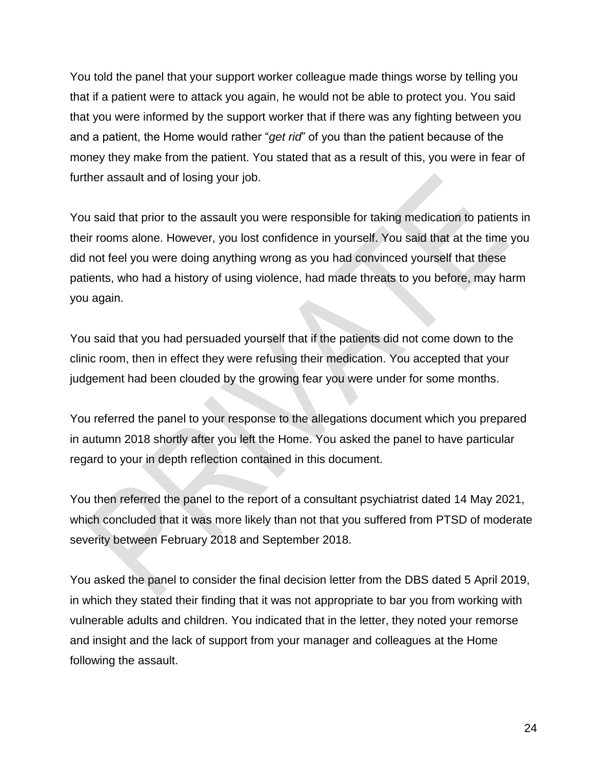You told the panel that your support worker colleague made things worse by telling you that if a patient were to attack you again, he would not be able to protect you. You said that you were informed by the support worker that if there was any fighting between you and a patient, the Home would rather "*get rid*" of you than the patient because of the money they make from the patient. You stated that as a result of this, you were in fear of further assault and of losing your job.

You said that prior to the assault you were responsible for taking medication to patients in their rooms alone. However, you lost confidence in yourself. You said that at the time you did not feel you were doing anything wrong as you had convinced yourself that these patients, who had a history of using violence, had made threats to you before, may harm you again.

You said that you had persuaded yourself that if the patients did not come down to the clinic room, then in effect they were refusing their medication. You accepted that your judgement had been clouded by the growing fear you were under for some months.

You referred the panel to your response to the allegations document which you prepared in autumn 2018 shortly after you left the Home. You asked the panel to have particular regard to your in depth reflection contained in this document.

You then referred the panel to the report of a consultant psychiatrist dated 14 May 2021, which concluded that it was more likely than not that you suffered from PTSD of moderate severity between February 2018 and September 2018.

You asked the panel to consider the final decision letter from the DBS dated 5 April 2019, in which they stated their finding that it was not appropriate to bar you from working with vulnerable adults and children. You indicated that in the letter, they noted your remorse and insight and the lack of support from your manager and colleagues at the Home following the assault.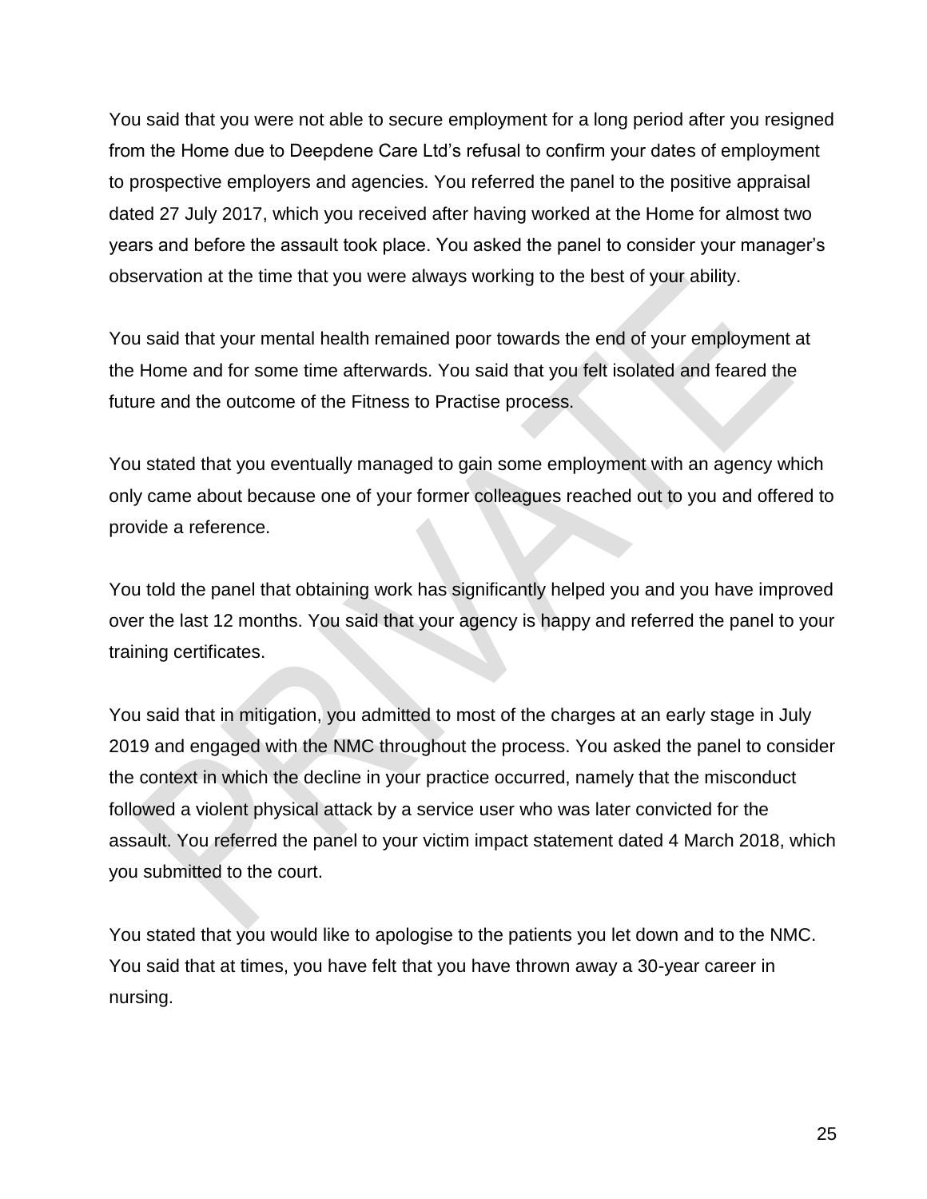You said that you were not able to secure employment for a long period after you resigned from the Home due to Deepdene Care Ltd's refusal to confirm your dates of employment to prospective employers and agencies. You referred the panel to the positive appraisal dated 27 July 2017, which you received after having worked at the Home for almost two years and before the assault took place. You asked the panel to consider your manager's observation at the time that you were always working to the best of your ability.

You said that your mental health remained poor towards the end of your employment at the Home and for some time afterwards. You said that you felt isolated and feared the future and the outcome of the Fitness to Practise process.

You stated that you eventually managed to gain some employment with an agency which only came about because one of your former colleagues reached out to you and offered to provide a reference.

You told the panel that obtaining work has significantly helped you and you have improved over the last 12 months. You said that your agency is happy and referred the panel to your training certificates.

You said that in mitigation, you admitted to most of the charges at an early stage in July 2019 and engaged with the NMC throughout the process. You asked the panel to consider the context in which the decline in your practice occurred, namely that the misconduct followed a violent physical attack by a service user who was later convicted for the assault. You referred the panel to your victim impact statement dated 4 March 2018, which you submitted to the court.

You stated that you would like to apologise to the patients you let down and to the NMC. You said that at times, you have felt that you have thrown away a 30-year career in nursing.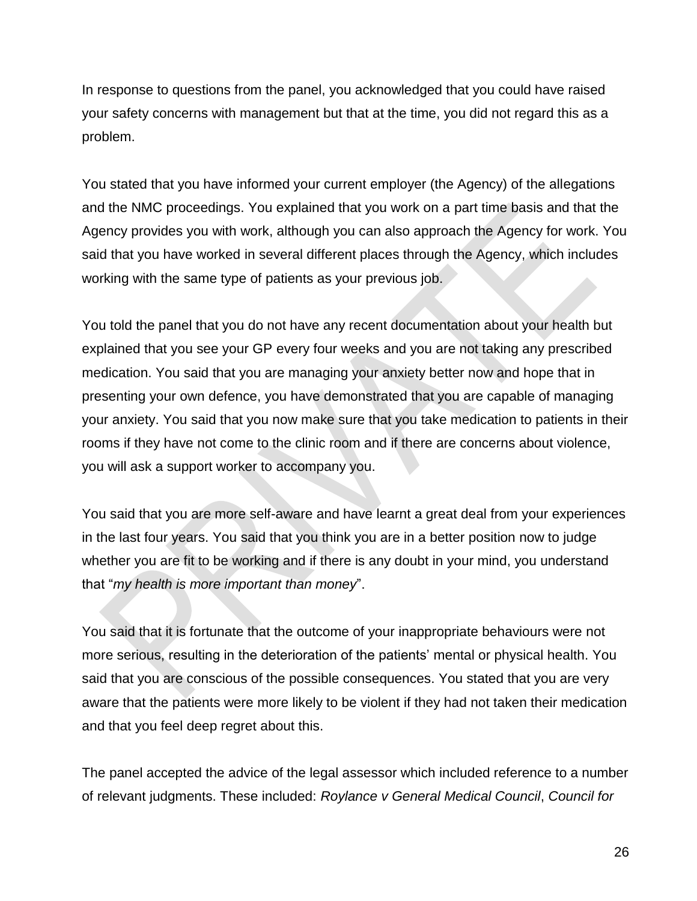In response to questions from the panel, you acknowledged that you could have raised your safety concerns with management but that at the time, you did not regard this as a problem.

You stated that you have informed your current employer (the Agency) of the allegations and the NMC proceedings. You explained that you work on a part time basis and that the Agency provides you with work, although you can also approach the Agency for work. You said that you have worked in several different places through the Agency, which includes working with the same type of patients as your previous job.

You told the panel that you do not have any recent documentation about your health but explained that you see your GP every four weeks and you are not taking any prescribed medication. You said that you are managing your anxiety better now and hope that in presenting your own defence, you have demonstrated that you are capable of managing your anxiety. You said that you now make sure that you take medication to patients in their rooms if they have not come to the clinic room and if there are concerns about violence, you will ask a support worker to accompany you.

You said that you are more self-aware and have learnt a great deal from your experiences in the last four years. You said that you think you are in a better position now to judge whether you are fit to be working and if there is any doubt in your mind, you understand that "*my health is more important than money*".

You said that it is fortunate that the outcome of your inappropriate behaviours were not more serious, resulting in the deterioration of the patients' mental or physical health. You said that you are conscious of the possible consequences. You stated that you are very aware that the patients were more likely to be violent if they had not taken their medication and that you feel deep regret about this.

The panel accepted the advice of the legal assessor which included reference to a number of relevant judgments. These included: *Roylance v General Medical Council*, *Council for*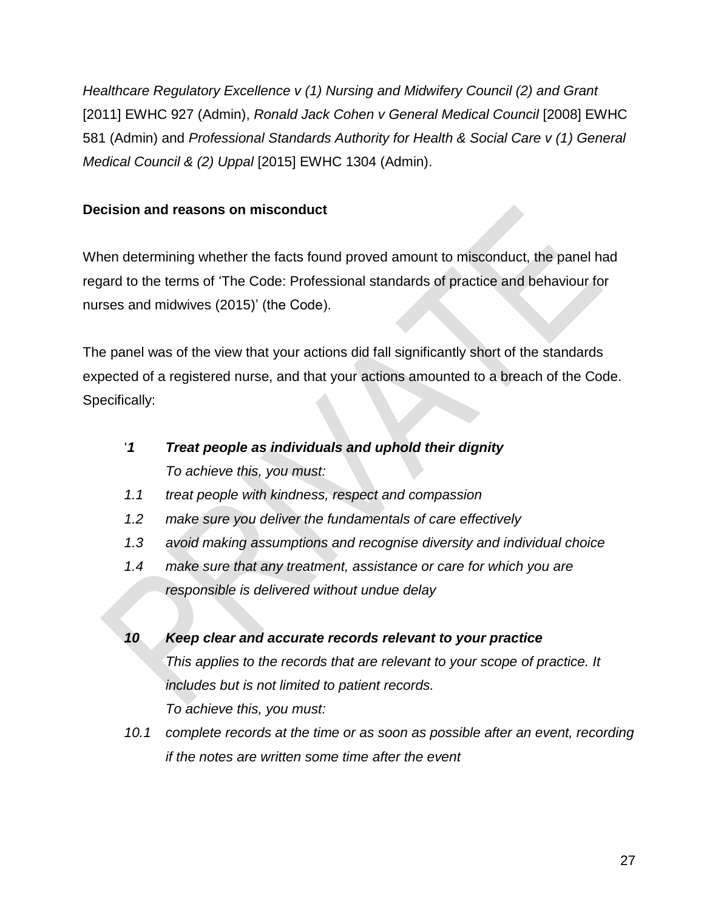*Healthcare Regulatory Excellence v (1) Nursing and Midwifery Council (2) and Grant* [2011] EWHC 927 (Admin), *Ronald Jack Cohen v General Medical Council* [2008] EWHC 581 (Admin) and *Professional Standards Authority for Health & Social Care v (1) General Medical Council & (2) Uppal* [2015] EWHC 1304 (Admin).

**Decision and reasons on misconduct**

When determining whether the facts found proved amount to misconduct, the panel had regard to the terms of 'The Code: Professional standards of practice and behaviour for nurses and midwives (2015)' (the Code).

The panel was of the view that your actions did fall significantly short of the standards expected of a registered nurse, and that your actions amounted to a breach of the Code. Specifically:

'***1 Treat people as individuals and uphold their dignity***
*To achieve this, you must:*

*1.1 treat people with kindness, respect and compassion*

*1.2 make sure you deliver the fundamentals of care effectively*

*1.3 avoid making assumptions and recognise diversity and individual choice*

*1.4 make sure that any treatment, assistance or care for which you are responsible is delivered without undue delay*

***10 Keep clear and accurate records relevant to your practice***
*This applies to the records that are relevant to your scope of practice. It includes but is not limited to patient records.*
*To achieve this, you must:*

*10.1 complete records at the time or as soon as possible after an event, recording if the notes are written some time after the event*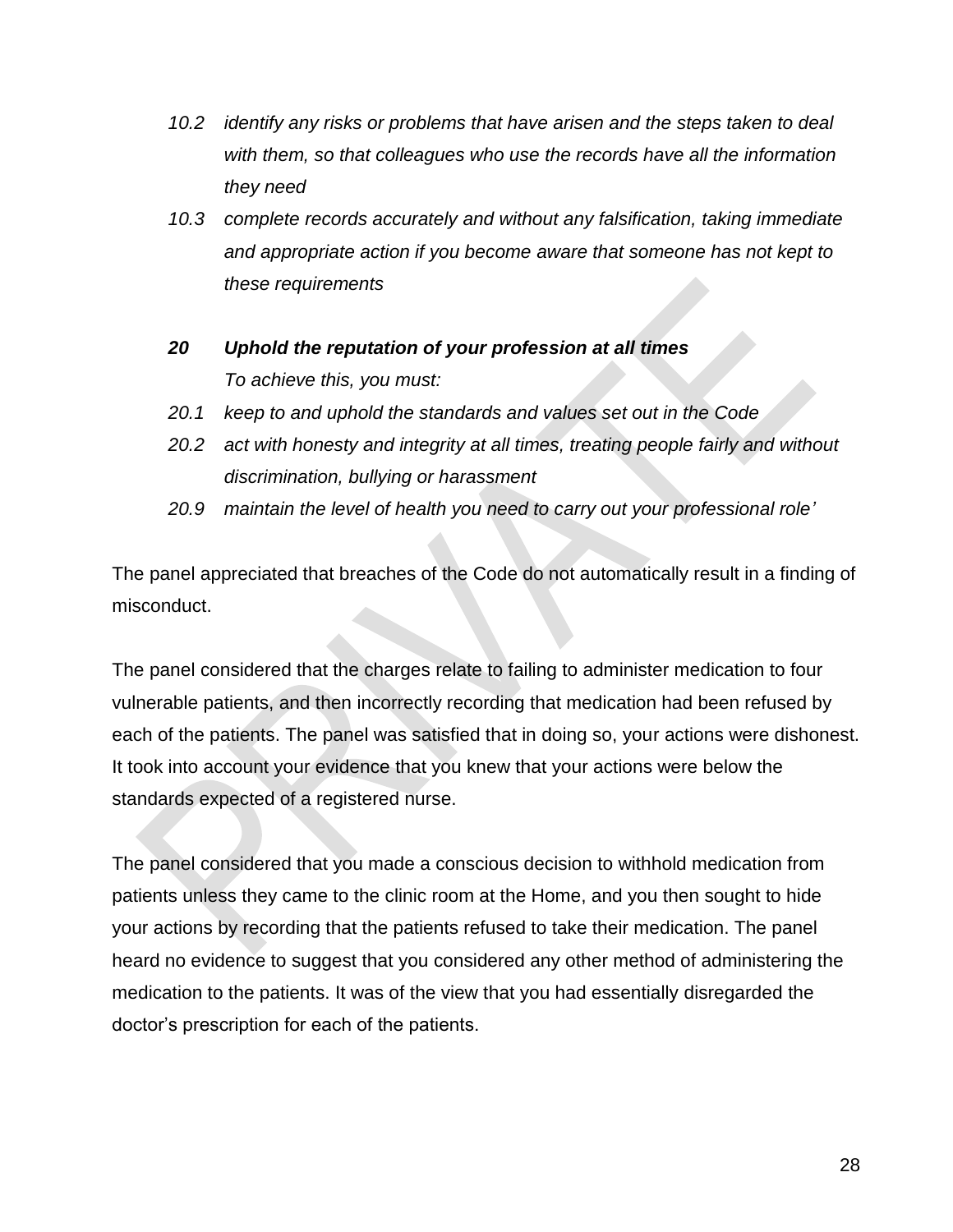*10.2 identify any risks or problems that have arisen and the steps taken to deal with them, so that colleagues who use the records have all the information they need*

*10.3 complete records accurately and without any falsification, taking immediate and appropriate action if you become aware that someone has not kept to these requirements*

***20 Uphold the reputation of your profession at all times***

*To achieve this, you must:*

*20.1 keep to and uphold the standards and values set out in the Code*

*20.2 act with honesty and integrity at all times, treating people fairly and without discrimination, bullying or harassment*

*20.9 maintain the level of health you need to carry out your professional role'*

The panel appreciated that breaches of the Code do not automatically result in a finding of misconduct.

The panel considered that the charges relate to failing to administer medication to four vulnerable patients, and then incorrectly recording that medication had been refused by each of the patients. The panel was satisfied that in doing so, your actions were dishonest. It took into account your evidence that you knew that your actions were below the standards expected of a registered nurse.

The panel considered that you made a conscious decision to withhold medication from patients unless they came to the clinic room at the Home, and you then sought to hide your actions by recording that the patients refused to take their medication. The panel heard no evidence to suggest that you considered any other method of administering the medication to the patients. It was of the view that you had essentially disregarded the doctor's prescription for each of the patients.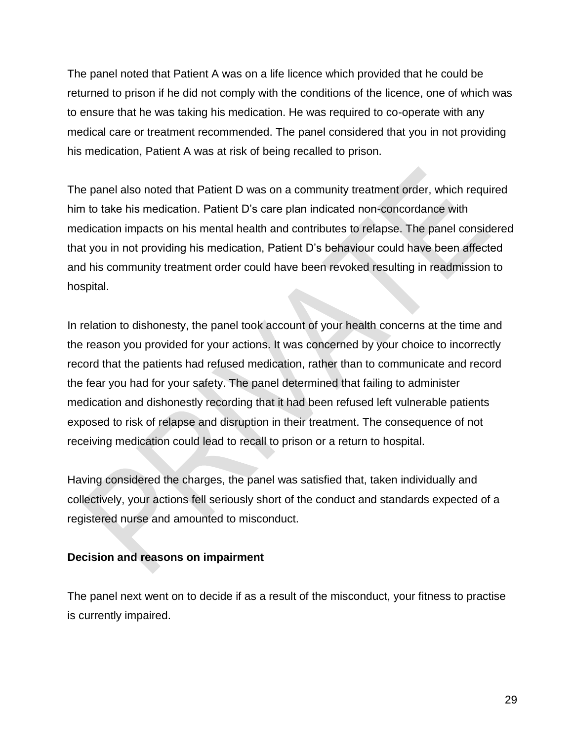The panel noted that Patient A was on a life licence which provided that he could be returned to prison if he did not comply with the conditions of the licence, one of which was to ensure that he was taking his medication. He was required to co-operate with any medical care or treatment recommended. The panel considered that you in not providing his medication, Patient A was at risk of being recalled to prison.

The panel also noted that Patient D was on a community treatment order, which required him to take his medication. Patient D's care plan indicated non-concordance with medication impacts on his mental health and contributes to relapse. The panel considered that you in not providing his medication, Patient D's behaviour could have been affected and his community treatment order could have been revoked resulting in readmission to hospital.

In relation to dishonesty, the panel took account of your health concerns at the time and the reason you provided for your actions. It was concerned by your choice to incorrectly record that the patients had refused medication, rather than to communicate and record the fear you had for your safety. The panel determined that failing to administer medication and dishonestly recording that it had been refused left vulnerable patients exposed to risk of relapse and disruption in their treatment. The consequence of not receiving medication could lead to recall to prison or a return to hospital.

Having considered the charges, the panel was satisfied that, taken individually and collectively, your actions fell seriously short of the conduct and standards expected of a registered nurse and amounted to misconduct.

**Decision and reasons on impairment**

The panel next went on to decide if as a result of the misconduct, your fitness to practise is currently impaired.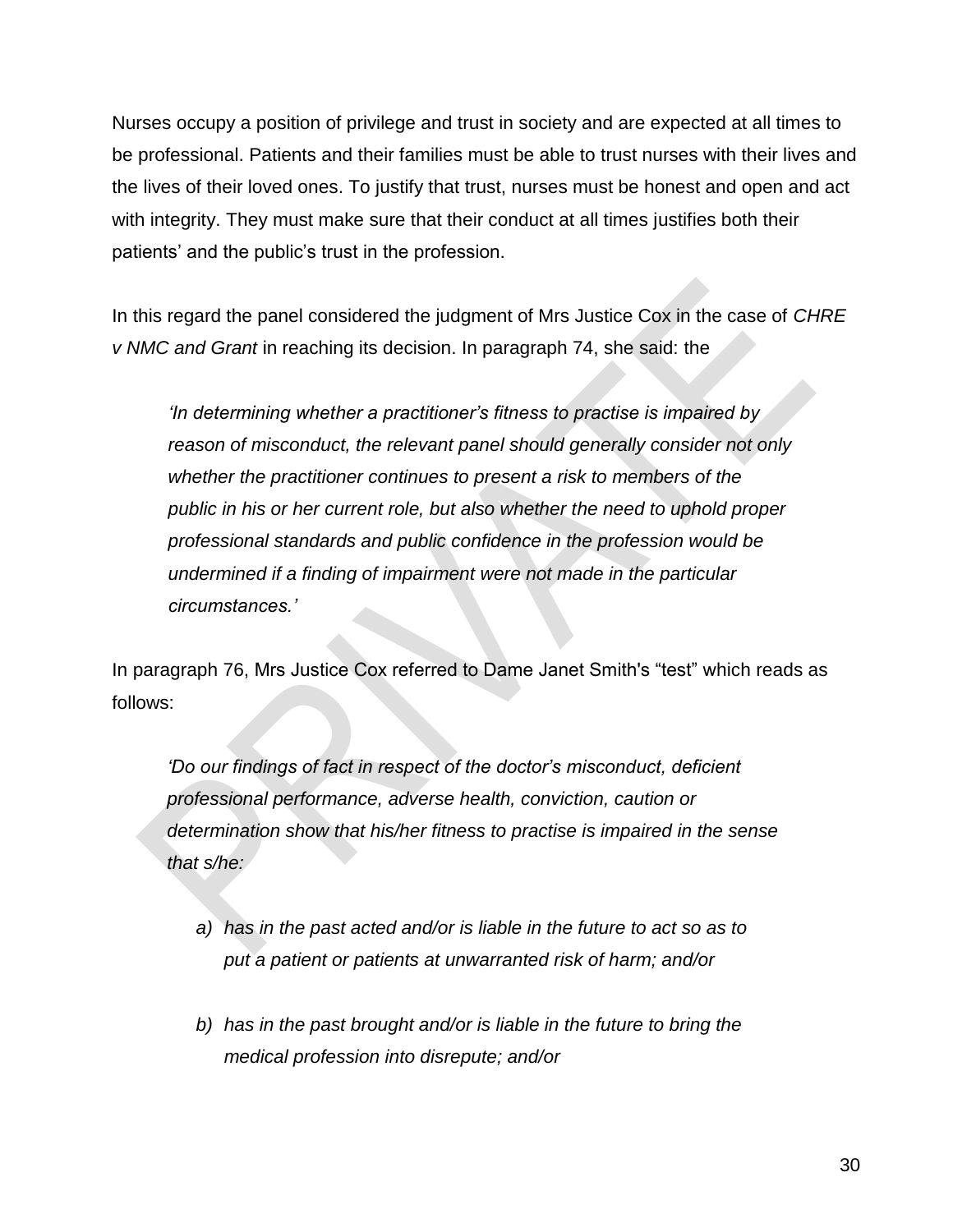Nurses occupy a position of privilege and trust in society and are expected at all times to be professional. Patients and their families must be able to trust nurses with their lives and the lives of their loved ones. To justify that trust, nurses must be honest and open and act with integrity. They must make sure that their conduct at all times justifies both their patients' and the public's trust in the profession.

In this regard the panel considered the judgment of Mrs Justice Cox in the case of *CHRE v NMC and Grant* in reaching its decision. In paragraph 74, she said: the

> *'In determining whether a practitioner's fitness to practise is impaired by reason of misconduct, the relevant panel should generally consider not only whether the practitioner continues to present a risk to members of the public in his or her current role, but also whether the need to uphold proper professional standards and public confidence in the profession would be undermined if a finding of impairment were not made in the particular circumstances.'*

In paragraph 76, Mrs Justice Cox referred to Dame Janet Smith's "test" which reads as follows:

> *'Do our findings of fact in respect of the doctor's misconduct, deficient professional performance, adverse health, conviction, caution or determination show that his/her fitness to practise is impaired in the sense that s/he:*
>
> *a) has in the past acted and/or is liable in the future to act so as to put a patient or patients at unwarranted risk of harm; and/or*
>
> *b) has in the past brought and/or is liable in the future to bring the medical profession into disrepute; and/or*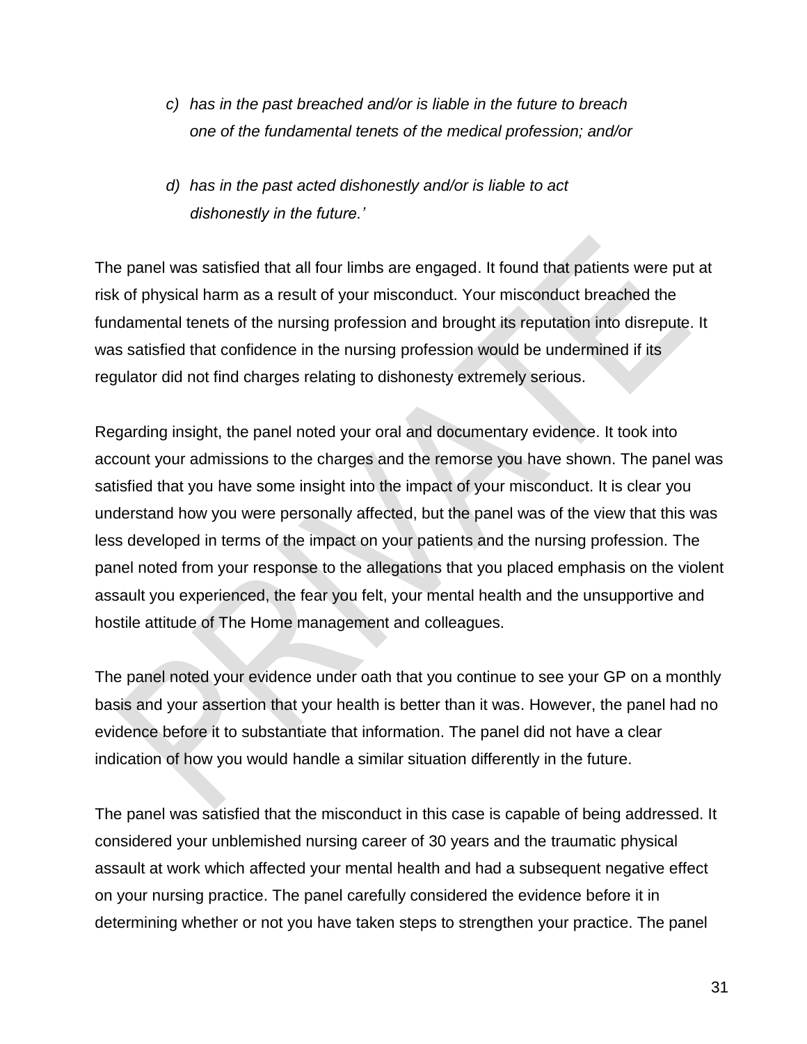*c) has in the past breached and/or is liable in the future to breach one of the fundamental tenets of the medical profession; and/or*

*d) has in the past acted dishonestly and/or is liable to act dishonestly in the future.'*

The panel was satisfied that all four limbs are engaged. It found that patients were put at risk of physical harm as a result of your misconduct. Your misconduct breached the fundamental tenets of the nursing profession and brought its reputation into disrepute. It was satisfied that confidence in the nursing profession would be undermined if its regulator did not find charges relating to dishonesty extremely serious.

Regarding insight, the panel noted your oral and documentary evidence. It took into account your admissions to the charges and the remorse you have shown. The panel was satisfied that you have some insight into the impact of your misconduct. It is clear you understand how you were personally affected, but the panel was of the view that this was less developed in terms of the impact on your patients and the nursing profession. The panel noted from your response to the allegations that you placed emphasis on the violent assault you experienced, the fear you felt, your mental health and the unsupportive and hostile attitude of The Home management and colleagues.

The panel noted your evidence under oath that you continue to see your GP on a monthly basis and your assertion that your health is better than it was. However, the panel had no evidence before it to substantiate that information. The panel did not have a clear indication of how you would handle a similar situation differently in the future.

The panel was satisfied that the misconduct in this case is capable of being addressed. It considered your unblemished nursing career of 30 years and the traumatic physical assault at work which affected your mental health and had a subsequent negative effect on your nursing practice. The panel carefully considered the evidence before it in determining whether or not you have taken steps to strengthen your practice. The panel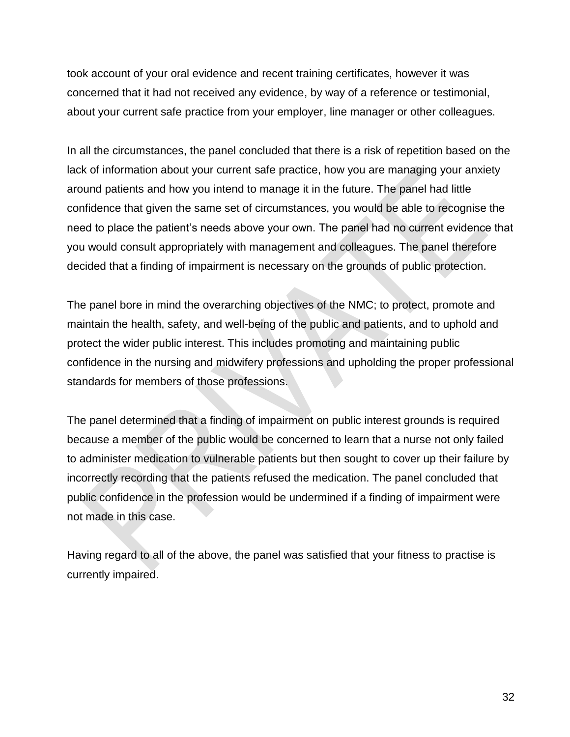took account of your oral evidence and recent training certificates, however it was concerned that it had not received any evidence, by way of a reference or testimonial, about your current safe practice from your employer, line manager or other colleagues.

In all the circumstances, the panel concluded that there is a risk of repetition based on the lack of information about your current safe practice, how you are managing your anxiety around patients and how you intend to manage it in the future. The panel had little confidence that given the same set of circumstances, you would be able to recognise the need to place the patient's needs above your own. The panel had no current evidence that you would consult appropriately with management and colleagues. The panel therefore decided that a finding of impairment is necessary on the grounds of public protection.

The panel bore in mind the overarching objectives of the NMC; to protect, promote and maintain the health, safety, and well-being of the public and patients, and to uphold and protect the wider public interest. This includes promoting and maintaining public confidence in the nursing and midwifery professions and upholding the proper professional standards for members of those professions.

The panel determined that a finding of impairment on public interest grounds is required because a member of the public would be concerned to learn that a nurse not only failed to administer medication to vulnerable patients but then sought to cover up their failure by incorrectly recording that the patients refused the medication. The panel concluded that public confidence in the profession would be undermined if a finding of impairment were not made in this case.

Having regard to all of the above, the panel was satisfied that your fitness to practise is currently impaired.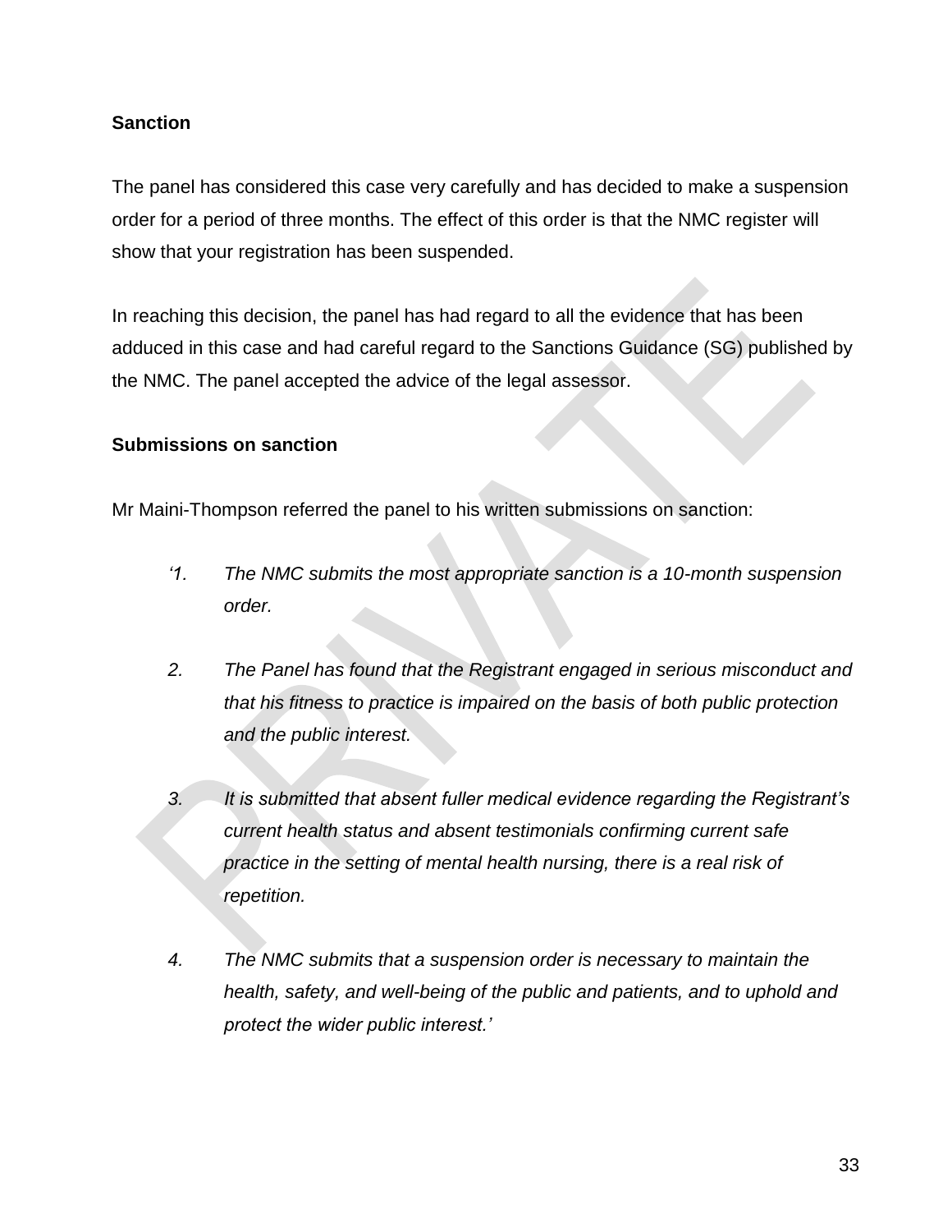**Sanction**

The panel has considered this case very carefully and has decided to make a suspension order for a period of three months. The effect of this order is that the NMC register will show that your registration has been suspended.

In reaching this decision, the panel has had regard to all the evidence that has been adduced in this case and had careful regard to the Sanctions Guidance (SG) published by the NMC. The panel accepted the advice of the legal assessor.

**Submissions on sanction**

Mr Maini-Thompson referred the panel to his written submissions on sanction:

*'1. The NMC submits the most appropriate sanction is a 10-month suspension order.*

*2. The Panel has found that the Registrant engaged in serious misconduct and that his fitness to practice is impaired on the basis of both public protection and the public interest.*

*3. It is submitted that absent fuller medical evidence regarding the Registrant's current health status and absent testimonials confirming current safe practice in the setting of mental health nursing, there is a real risk of repetition.*

*4. The NMC submits that a suspension order is necessary to maintain the health, safety, and well-being of the public and patients, and to uphold and protect the wider public interest.'*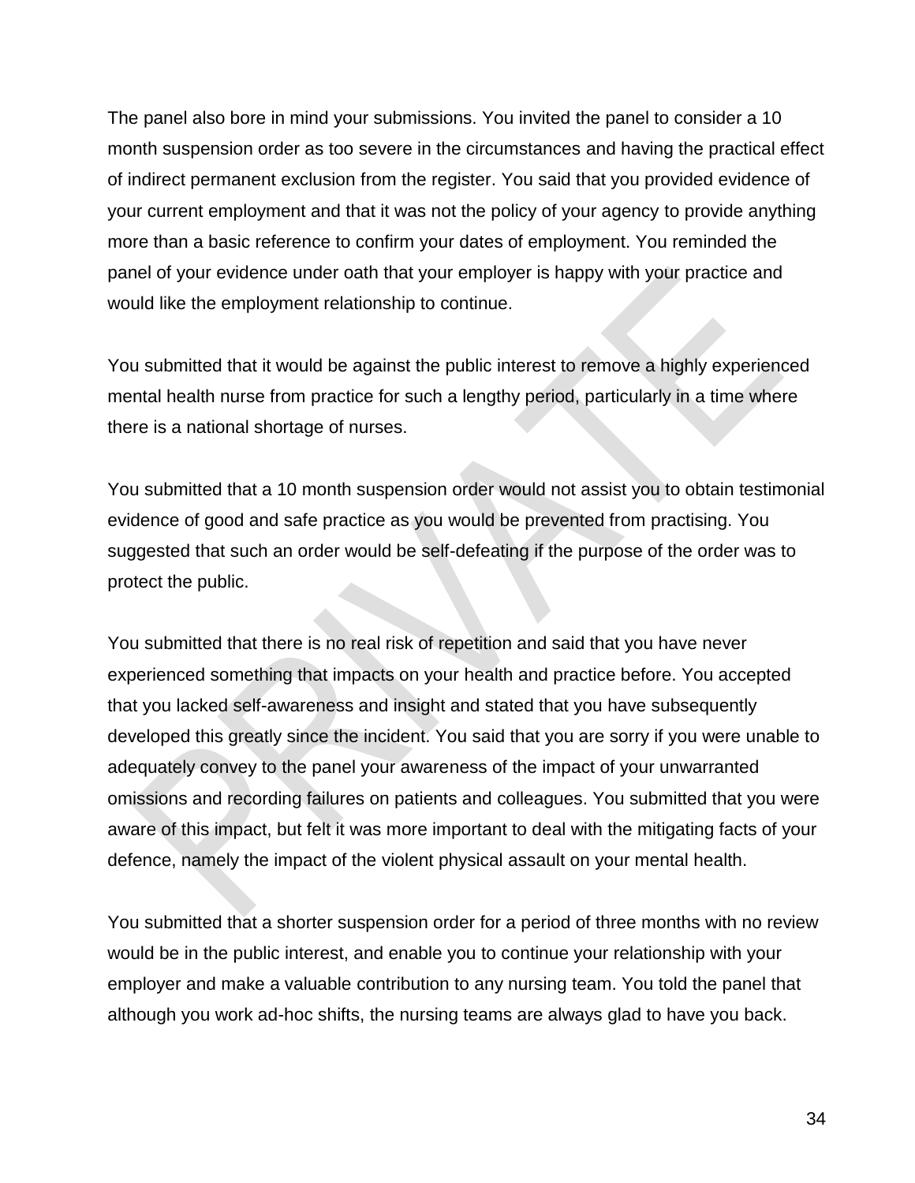The panel also bore in mind your submissions. You invited the panel to consider a 10 month suspension order as too severe in the circumstances and having the practical effect of indirect permanent exclusion from the register. You said that you provided evidence of your current employment and that it was not the policy of your agency to provide anything more than a basic reference to confirm your dates of employment. You reminded the panel of your evidence under oath that your employer is happy with your practice and would like the employment relationship to continue.

You submitted that it would be against the public interest to remove a highly experienced mental health nurse from practice for such a lengthy period, particularly in a time where there is a national shortage of nurses.

You submitted that a 10 month suspension order would not assist you to obtain testimonial evidence of good and safe practice as you would be prevented from practising. You suggested that such an order would be self-defeating if the purpose of the order was to protect the public.

You submitted that there is no real risk of repetition and said that you have never experienced something that impacts on your health and practice before. You accepted that you lacked self-awareness and insight and stated that you have subsequently developed this greatly since the incident. You said that you are sorry if you were unable to adequately convey to the panel your awareness of the impact of your unwarranted omissions and recording failures on patients and colleagues. You submitted that you were aware of this impact, but felt it was more important to deal with the mitigating facts of your defence, namely the impact of the violent physical assault on your mental health.

You submitted that a shorter suspension order for a period of three months with no review would be in the public interest, and enable you to continue your relationship with your employer and make a valuable contribution to any nursing team. You told the panel that although you work ad-hoc shifts, the nursing teams are always glad to have you back.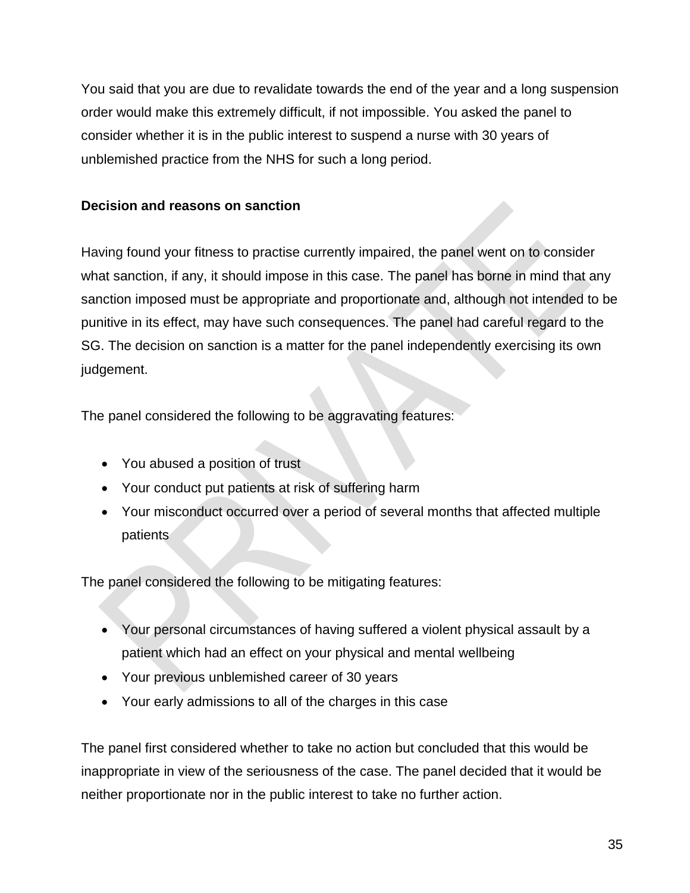You said that you are due to revalidate towards the end of the year and a long suspension order would make this extremely difficult, if not impossible. You asked the panel to consider whether it is in the public interest to suspend a nurse with 30 years of unblemished practice from the NHS for such a long period.

**Decision and reasons on sanction**

Having found your fitness to practise currently impaired, the panel went on to consider what sanction, if any, it should impose in this case. The panel has borne in mind that any sanction imposed must be appropriate and proportionate and, although not intended to be punitive in its effect, may have such consequences. The panel had careful regard to the SG. The decision on sanction is a matter for the panel independently exercising its own judgement.

The panel considered the following to be aggravating features:

- You abused a position of trust
- Your conduct put patients at risk of suffering harm
- Your misconduct occurred over a period of several months that affected multiple patients

The panel considered the following to be mitigating features:

- Your personal circumstances of having suffered a violent physical assault by a patient which had an effect on your physical and mental wellbeing
- Your previous unblemished career of 30 years
- Your early admissions to all of the charges in this case

The panel first considered whether to take no action but concluded that this would be inappropriate in view of the seriousness of the case. The panel decided that it would be neither proportionate nor in the public interest to take no further action.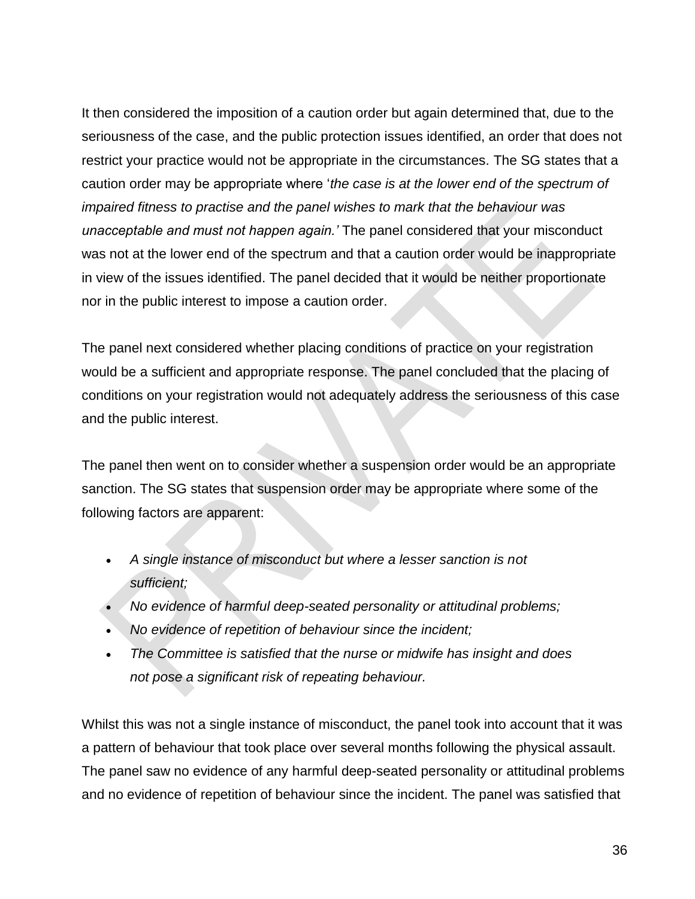It then considered the imposition of a caution order but again determined that, due to the seriousness of the case, and the public protection issues identified, an order that does not restrict your practice would not be appropriate in the circumstances. The SG states that a caution order may be appropriate where '*the case is at the lower end of the spectrum of impaired fitness to practise and the panel wishes to mark that the behaviour was unacceptable and must not happen again.'* The panel considered that your misconduct was not at the lower end of the spectrum and that a caution order would be inappropriate in view of the issues identified. The panel decided that it would be neither proportionate nor in the public interest to impose a caution order.

The panel next considered whether placing conditions of practice on your registration would be a sufficient and appropriate response. The panel concluded that the placing of conditions on your registration would not adequately address the seriousness of this case and the public interest.

The panel then went on to consider whether a suspension order would be an appropriate sanction. The SG states that suspension order may be appropriate where some of the following factors are apparent:

- *A single instance of misconduct but where a lesser sanction is not sufficient;*
- *No evidence of harmful deep-seated personality or attitudinal problems;*
- *No evidence of repetition of behaviour since the incident;*
- *The Committee is satisfied that the nurse or midwife has insight and does not pose a significant risk of repeating behaviour.*

Whilst this was not a single instance of misconduct, the panel took into account that it was a pattern of behaviour that took place over several months following the physical assault. The panel saw no evidence of any harmful deep-seated personality or attitudinal problems and no evidence of repetition of behaviour since the incident. The panel was satisfied that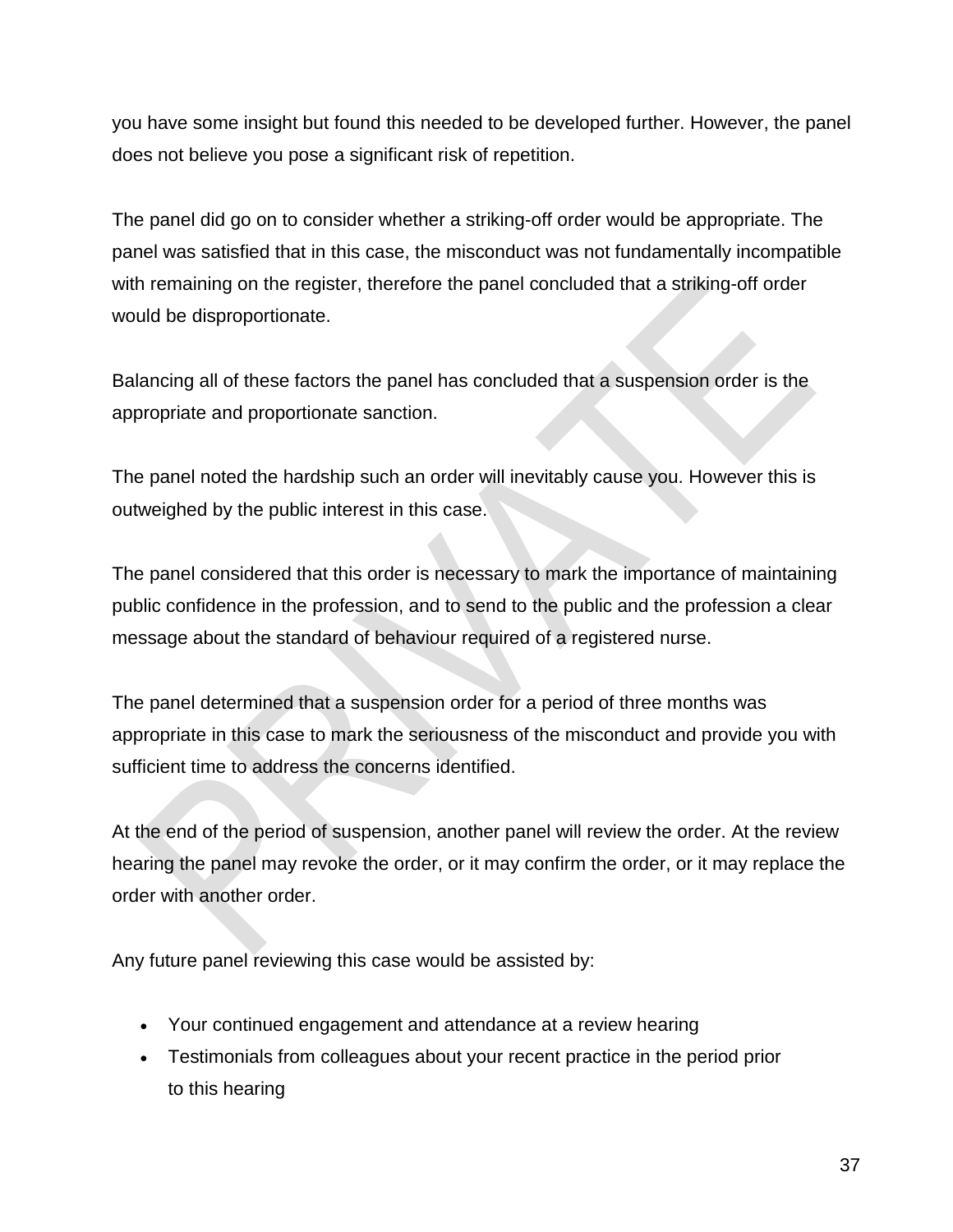you have some insight but found this needed to be developed further. However, the panel does not believe you pose a significant risk of repetition.

The panel did go on to consider whether a striking-off order would be appropriate. The panel was satisfied that in this case, the misconduct was not fundamentally incompatible with remaining on the register, therefore the panel concluded that a striking-off order would be disproportionate.

Balancing all of these factors the panel has concluded that a suspension order is the appropriate and proportionate sanction.

The panel noted the hardship such an order will inevitably cause you. However this is outweighed by the public interest in this case.

The panel considered that this order is necessary to mark the importance of maintaining public confidence in the profession, and to send to the public and the profession a clear message about the standard of behaviour required of a registered nurse.

The panel determined that a suspension order for a period of three months was appropriate in this case to mark the seriousness of the misconduct and provide you with sufficient time to address the concerns identified.

At the end of the period of suspension, another panel will review the order. At the review hearing the panel may revoke the order, or it may confirm the order, or it may replace the order with another order.

Any future panel reviewing this case would be assisted by:

- Your continued engagement and attendance at a review hearing
- Testimonials from colleagues about your recent practice in the period prior to this hearing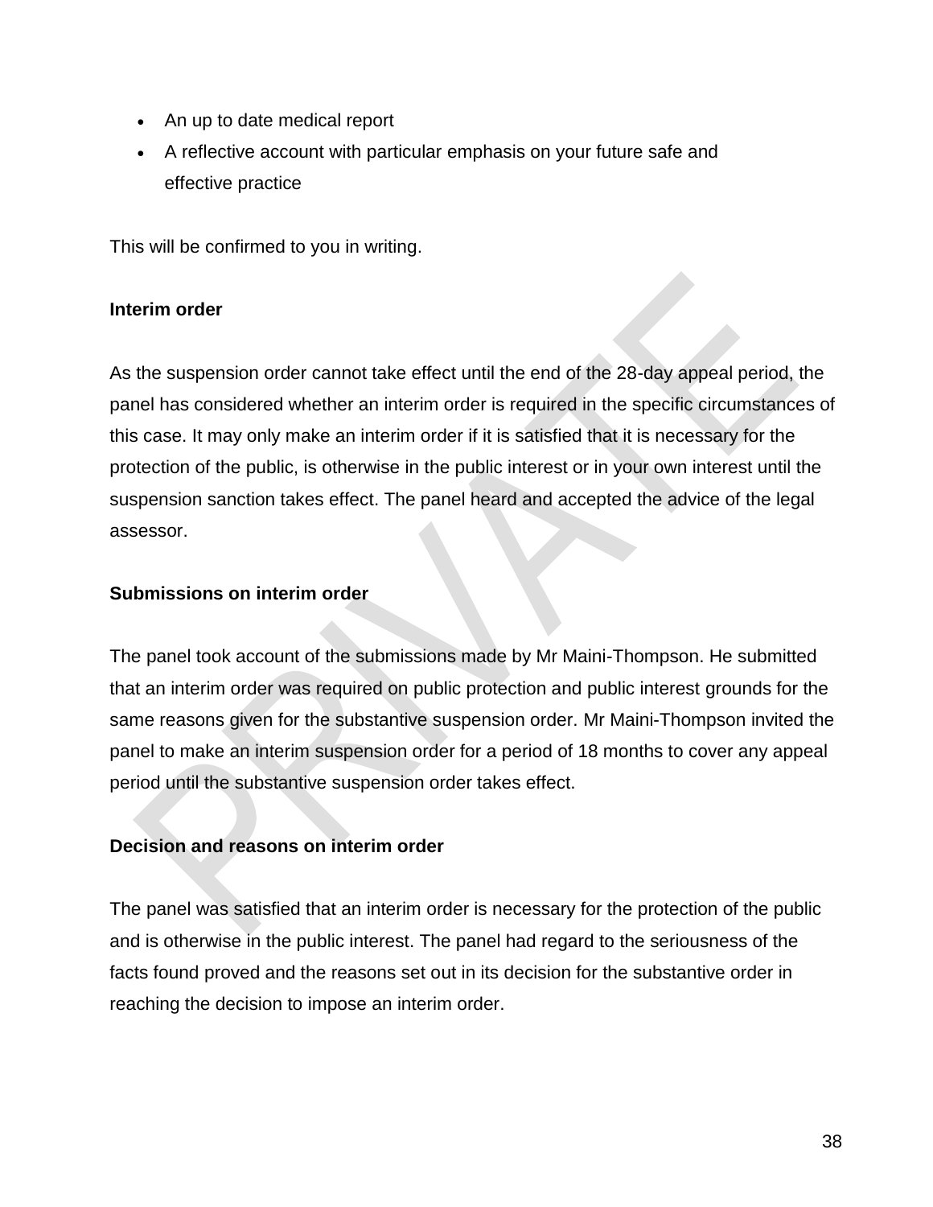- An up to date medical report
- A reflective account with particular emphasis on your future safe and effective practice

This will be confirmed to you in writing.

**Interim order**

As the suspension order cannot take effect until the end of the 28-day appeal period, the panel has considered whether an interim order is required in the specific circumstances of this case. It may only make an interim order if it is satisfied that it is necessary for the protection of the public, is otherwise in the public interest or in your own interest until the suspension sanction takes effect. The panel heard and accepted the advice of the legal assessor.

**Submissions on interim order**

The panel took account of the submissions made by Mr Maini-Thompson. He submitted that an interim order was required on public protection and public interest grounds for the same reasons given for the substantive suspension order. Mr Maini-Thompson invited the panel to make an interim suspension order for a period of 18 months to cover any appeal period until the substantive suspension order takes effect.

**Decision and reasons on interim order**

The panel was satisfied that an interim order is necessary for the protection of the public and is otherwise in the public interest. The panel had regard to the seriousness of the facts found proved and the reasons set out in its decision for the substantive order in reaching the decision to impose an interim order.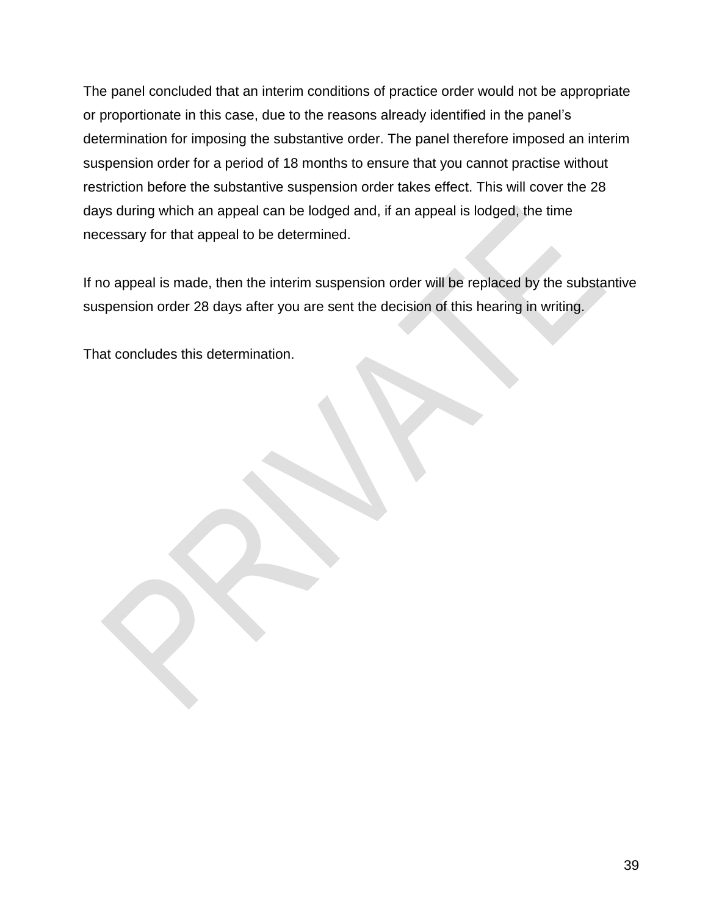The panel concluded that an interim conditions of practice order would not be appropriate or proportionate in this case, due to the reasons already identified in the panel's determination for imposing the substantive order. The panel therefore imposed an interim suspension order for a period of 18 months to ensure that you cannot practise without restriction before the substantive suspension order takes effect. This will cover the 28 days during which an appeal can be lodged and, if an appeal is lodged, the time necessary for that appeal to be determined.

If no appeal is made, then the interim suspension order will be replaced by the substantive suspension order 28 days after you are sent the decision of this hearing in writing.

That concludes this determination.